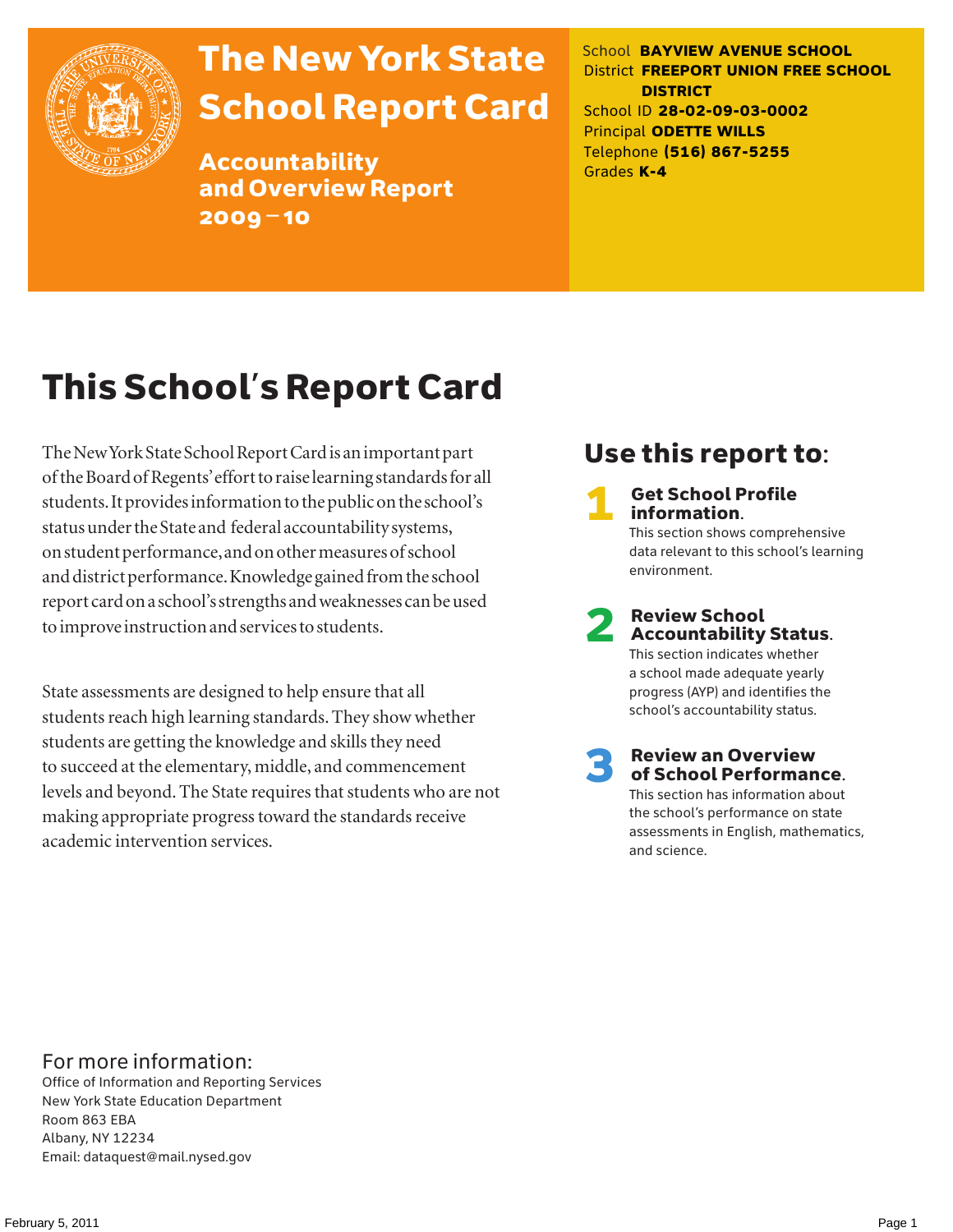# The New York State School Report Card

## Accountability and Overview Report 2009–10

School **BAYVIEW AVENUE SCHOOL**
District **FREEPORT UNION FREE SCHOOL DISTRICT**
School ID **28-02-09-03-0002**
Principal **ODETTE WILLS**
Telephone **(516) 867-5255**
Grades **K-4**

# This School's Report Card

The New York State School Report Card is an important part of the Board of Regents' effort to raise learning standards for all students. It provides information to the public on the school's status under the State and federal accountability systems, on student performance, and on other measures of school and district performance. Knowledge gained from the school report card on a school's strengths and weaknesses can be used to improve instruction and services to students.

State assessments are designed to help ensure that all students reach high learning standards. They show whether students are getting the knowledge and skills they need to succeed at the elementary, middle, and commencement levels and beyond. The State requires that students who are not making appropriate progress toward the standards receive academic intervention services.

## Use this report to:

**1 Get School Profile information.**
This section shows comprehensive data relevant to this school's learning environment.

**2 Review School Accountability Status.**
This section indicates whether a school made adequate yearly progress (AYP) and identifies the school's accountability status.

**3 Review an Overview of School Performance.**
This section has information about the school's performance on state assessments in English, mathematics, and science.

## For more information:

Office of Information and Reporting Services
New York State Education Department
Room 863 EBA
Albany, NY 12234
Email: dataquest@mail.nysed.gov

February 5, 2011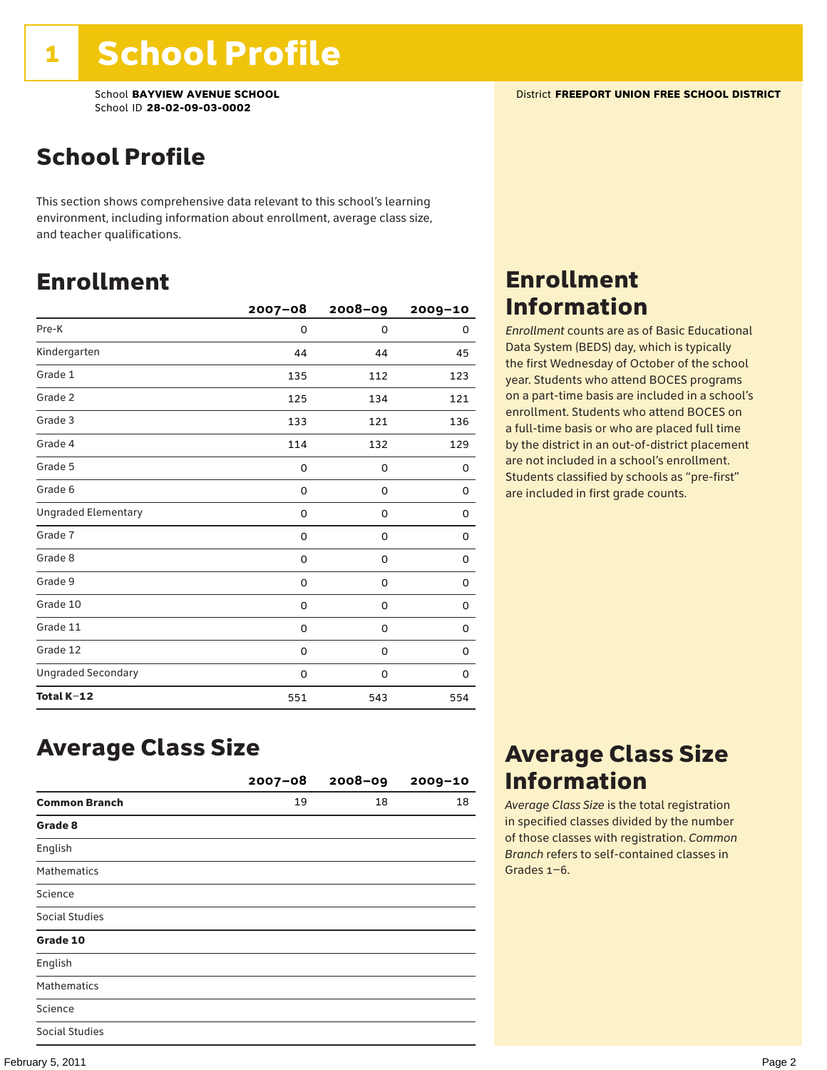# 1 School Profile

School **BAYVIEW AVENUE SCHOOL**
School ID **28-02-09-03-0002**

District **FREEPORT UNION FREE SCHOOL DISTRICT**

## School Profile

This section shows comprehensive data relevant to this school's learning environment, including information about enrollment, average class size, and teacher qualifications.

## Enrollment

| | 2007–08 | 2008–09 | 2009–10 |
|---|---|---|---|
| Pre-K | 0 | 0 | 0 |
| Kindergarten | 44 | 44 | 45 |
| Grade 1 | 135 | 112 | 123 |
| Grade 2 | 125 | 134 | 121 |
| Grade 3 | 133 | 121 | 136 |
| Grade 4 | 114 | 132 | 129 |
| Grade 5 | 0 | 0 | 0 |
| Grade 6 | 0 | 0 | 0 |
| Ungraded Elementary | 0 | 0 | 0 |
| Grade 7 | 0 | 0 | 0 |
| Grade 8 | 0 | 0 | 0 |
| Grade 9 | 0 | 0 | 0 |
| Grade 10 | 0 | 0 | 0 |
| Grade 11 | 0 | 0 | 0 |
| Grade 12 | 0 | 0 | 0 |
| Ungraded Secondary | 0 | 0 | 0 |
| **Total K–12** | 551 | 543 | 554 |

## Enrollment Information

*Enrollment* counts are as of Basic Educational Data System (BEDS) day, which is typically the first Wednesday of October of the school year. Students who attend BOCES programs on a part-time basis are included in a school's enrollment. Students who attend BOCES on a full-time basis or who are placed full time by the district in an out-of-district placement are not included in a school's enrollment. Students classified by schools as "pre-first" are included in first grade counts.

## Average Class Size

| | 2007–08 | 2008–09 | 2009–10 |
|---|---|---|---|
| **Common Branch** | 19 | 18 | 18 |
| **Grade 8** | | | |
| English | | | |
| Mathematics | | | |
| Science | | | |
| Social Studies | | | |
| **Grade 10** | | | |
| English | | | |
| Mathematics | | | |
| Science | | | |
| Social Studies | | | |

## Average Class Size Information

*Average Class Size* is the total registration in specified classes divided by the number of those classes with registration. *Common Branch* refers to self-contained classes in Grades 1–6.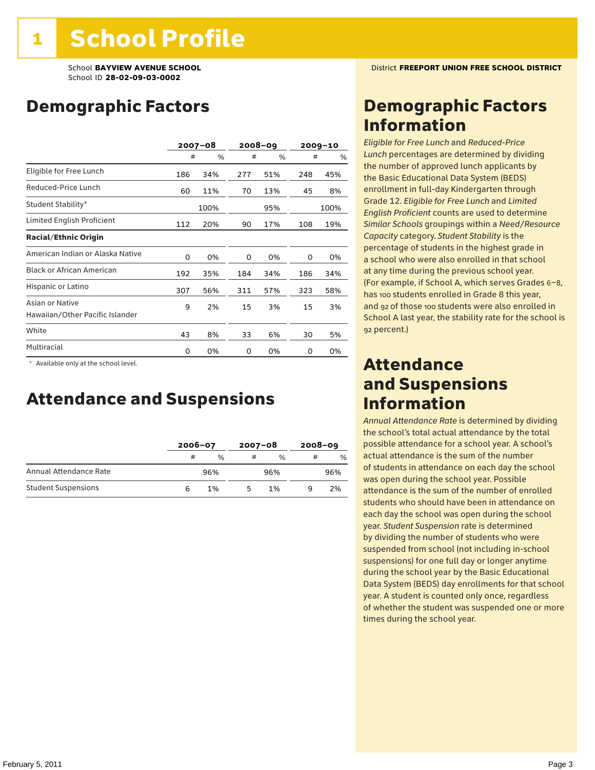# 1 School Profile

School **BAYVIEW AVENUE SCHOOL**
School ID **28-02-09-03-0002**

District **FREEPORT UNION FREE SCHOOL DISTRICT**

## Demographic Factors

| | 2007–08 | | 2008–09 | | 2009–10 | |
|---|---|---|---|---|---|---|
| | # | % | # | % | # | % |
| Eligible for Free Lunch | 186 | 34% | 277 | 51% | 248 | 45% |
| Reduced-Price Lunch | 60 | 11% | 70 | 13% | 45 | 8% |
| Student Stability* | | 100% | | 95% | | 100% |
| Limited English Proficient | 112 | 20% | 90 | 17% | 108 | 19% |
| **Racial/Ethnic Origin** | | | | | | |
| American Indian or Alaska Native | 0 | 0% | 0 | 0% | 0 | 0% |
| Black or African American | 192 | 35% | 184 | 34% | 186 | 34% |
| Hispanic or Latino | 307 | 56% | 311 | 57% | 323 | 58% |
| Asian or Native Hawaiian/Other Pacific Islander | 9 | 2% | 15 | 3% | 15 | 3% |
| White | 43 | 8% | 33 | 6% | 30 | 5% |
| Multiracial | 0 | 0% | 0 | 0% | 0 | 0% |

* Available only at the school level.

## Attendance and Suspensions

| | 2006–07 | | 2007–08 | | 2008–09 | |
|---|---|---|---|---|---|---|
| | # | % | # | % | # | % |
| Annual Attendance Rate | | 96% | | 96% | | 96% |
| Student Suspensions | 6 | 1% | 5 | 1% | 9 | 2% |

## Demographic Factors Information

*Eligible for Free Lunch* and *Reduced-Price Lunch* percentages are determined by dividing the number of approved lunch applicants by the Basic Educational Data System (BEDS) enrollment in full-day Kindergarten through Grade 12. *Eligible for Free Lunch* and *Limited English Proficient* counts are used to determine *Similar Schools* groupings within a *Need/Resource Capacity* category. *Student Stability* is the percentage of students in the highest grade in a school who were also enrolled in that school at any time during the previous school year. (For example, if School A, which serves Grades 6–8, has 100 students enrolled in Grade 8 this year, and 92 of those 100 students were also enrolled in School A last year, the stability rate for the school is 92 percent.)

## Attendance and Suspensions Information

*Annual Attendance Rate* is determined by dividing the school's total actual attendance by the total possible attendance for a school year. A school's actual attendance is the sum of the number of students in attendance on each day the school was open during the school year. Possible attendance is the sum of the number of enrolled students who should have been in attendance on each day the school was open during the school year. *Student Suspension* rate is determined by dividing the number of students who were suspended from school (not including in-school suspensions) for one full day or longer anytime during the school year by the Basic Educational Data System (BEDS) day enrollments for that school year. A student is counted only once, regardless of whether the student was suspended one or more times during the school year.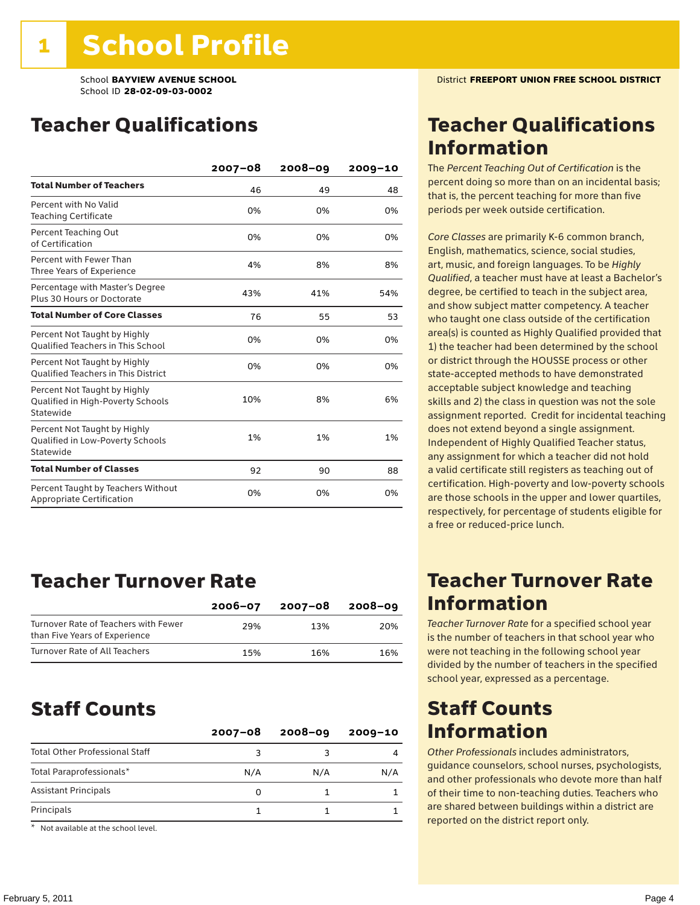# 1 School Profile

School **BAYVIEW AVENUE SCHOOL**
School ID **28-02-09-03-0002**

District **FREEPORT UNION FREE SCHOOL DISTRICT**

## Teacher Qualifications

| | 2007–08 | 2008–09 | 2009–10 |
|---|---|---|---|
| **Total Number of Teachers** | 46 | 49 | 48 |
| Percent with No Valid Teaching Certificate | 0% | 0% | 0% |
| Percent Teaching Out of Certification | 0% | 0% | 0% |
| Percent with Fewer Than Three Years of Experience | 4% | 8% | 8% |
| Percentage with Master's Degree Plus 30 Hours or Doctorate | 43% | 41% | 54% |
| **Total Number of Core Classes** | 76 | 55 | 53 |
| Percent Not Taught by Highly Qualified Teachers in This School | 0% | 0% | 0% |
| Percent Not Taught by Highly Qualified Teachers in This District | 0% | 0% | 0% |
| Percent Not Taught by Highly Qualified in High-Poverty Schools Statewide | 10% | 8% | 6% |
| Percent Not Taught by Highly Qualified in Low-Poverty Schools Statewide | 1% | 1% | 1% |
| **Total Number of Classes** | 92 | 90 | 88 |
| Percent Taught by Teachers Without Appropriate Certification | 0% | 0% | 0% |

## Teacher Qualifications Information

The *Percent Teaching Out of Certification* is the percent doing so more than on an incidental basis; that is, the percent teaching for more than five periods per week outside certification.

*Core Classes* are primarily K-6 common branch, English, mathematics, science, social studies, art, music, and foreign languages. To be *Highly Qualified*, a teacher must have at least a Bachelor's degree, be certified to teach in the subject area, and show subject matter competency. A teacher who taught one class outside of the certification area(s) is counted as Highly Qualified provided that 1) the teacher had been determined by the school or district through the HOUSSE process or other state-accepted methods to have demonstrated acceptable subject knowledge and teaching skills and 2) the class in question was not the sole assignment reported. Credit for incidental teaching does not extend beyond a single assignment. Independent of Highly Qualified Teacher status, any assignment for which a teacher did not hold a valid certificate still registers as teaching out of certification. High-poverty and low-poverty schools are those schools in the upper and lower quartiles, respectively, for percentage of students eligible for a free or reduced-price lunch.

## Teacher Turnover Rate

| | 2006–07 | 2007–08 | 2008–09 |
|---|---|---|---|
| Turnover Rate of Teachers with Fewer than Five Years of Experience | 29% | 13% | 20% |
| Turnover Rate of All Teachers | 15% | 16% | 16% |

## Teacher Turnover Rate Information

*Teacher Turnover Rate* for a specified school year is the number of teachers in that school year who were not teaching in the following school year divided by the number of teachers in the specified school year, expressed as a percentage.

## Staff Counts

| | 2007–08 | 2008–09 | 2009–10 |
|---|---|---|---|
| Total Other Professional Staff | 3 | 3 | 4 |
| Total Paraprofessionals* | N/A | N/A | N/A |
| Assistant Principals | 0 | 1 | 1 |
| Principals | 1 | 1 | 1 |

\* Not available at the school level.

## Staff Counts Information

*Other Professionals* includes administrators, guidance counselors, school nurses, psychologists, and other professionals who devote more than half of their time to non-teaching duties. Teachers who are shared between buildings within a district are reported on the district report only.

February 5, 2011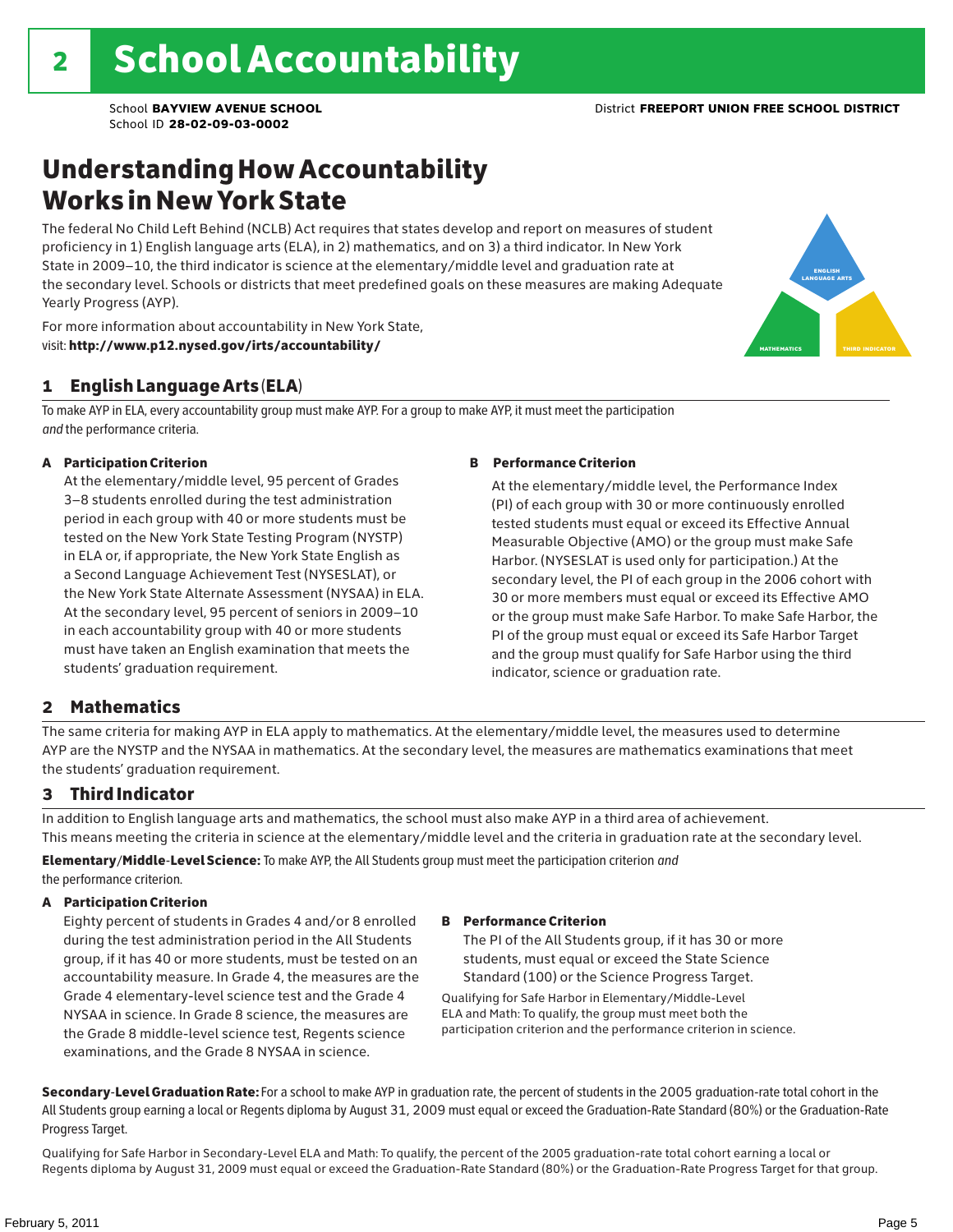# 2 School Accountability

School **BAYVIEW AVENUE SCHOOL**
School ID **28-02-09-03-0002**

District **FREEPORT UNION FREE SCHOOL DISTRICT**

## Understanding How Accountability Works in New York State

The federal No Child Left Behind (NCLB) Act requires that states develop and report on measures of student proficiency in 1) English language arts (ELA), in 2) mathematics, and on 3) a third indicator. In New York State in 2009–10, the third indicator is science at the elementary/middle level and graduation rate at the secondary level. Schools or districts that meet predefined goals on these measures are making Adequate Yearly Progress (AYP).

For more information about accountability in New York State, visit: **http://www.p12.nysed.gov/irts/accountability/**

ENGLISH LANGUAGE ARTS

MATHEMATICS

THIRD INDICATOR

### 1 English Language Arts (ELA)

To make AYP in ELA, every accountability group must make AYP. For a group to make AYP, it must meet the participation *and* the performance criteria.

**A Participation Criterion**

At the elementary/middle level, 95 percent of Grades 3–8 students enrolled during the test administration period in each group with 40 or more students must be tested on the New York State Testing Program (NYSTP) in ELA or, if appropriate, the New York State English as a Second Language Achievement Test (NYSESLAT), or the New York State Alternate Assessment (NYSAA) in ELA. At the secondary level, 95 percent of seniors in 2009–10 in each accountability group with 40 or more students must have taken an English examination that meets the students' graduation requirement.

**B Performance Criterion**

At the elementary/middle level, the Performance Index (PI) of each group with 30 or more continuously enrolled tested students must equal or exceed its Effective Annual Measurable Objective (AMO) or the group must make Safe Harbor. (NYSESLAT is used only for participation.) At the secondary level, the PI of each group in the 2006 cohort with 30 or more members must equal or exceed its Effective AMO or the group must make Safe Harbor. To make Safe Harbor, the PI of the group must equal or exceed its Safe Harbor Target and the group must qualify for Safe Harbor using the third indicator, science or graduation rate.

### 2 Mathematics

The same criteria for making AYP in ELA apply to mathematics. At the elementary/middle level, the measures used to determine AYP are the NYSTP and the NYSAA in mathematics. At the secondary level, the measures are mathematics examinations that meet the students' graduation requirement.

### 3 Third Indicator

In addition to English language arts and mathematics, the school must also make AYP in a third area of achievement. This means meeting the criteria in science at the elementary/middle level and the criteria in graduation rate at the secondary level.

**Elementary/Middle-Level Science:** To make AYP, the All Students group must meet the participation criterion *and* the performance criterion.

**A Participation Criterion**

Eighty percent of students in Grades 4 and/or 8 enrolled during the test administration period in the All Students group, if it has 40 or more students, must be tested on an accountability measure. In Grade 4, the measures are the Grade 4 elementary-level science test and the Grade 4 NYSAA in science. In Grade 8 science, the measures are the Grade 8 middle-level science test, Regents science examinations, and the Grade 8 NYSAA in science.

**B Performance Criterion**

The PI of the All Students group, if it has 30 or more students, must equal or exceed the State Science Standard (100) or the Science Progress Target.

Qualifying for Safe Harbor in Elementary/Middle-Level ELA and Math: To qualify, the group must meet both the participation criterion and the performance criterion in science.

**Secondary-Level Graduation Rate:** For a school to make AYP in graduation rate, the percent of students in the 2005 graduation-rate total cohort in the All Students group earning a local or Regents diploma by August 31, 2009 must equal or exceed the Graduation-Rate Standard (80%) or the Graduation-Rate Progress Target.

Qualifying for Safe Harbor in Secondary-Level ELA and Math: To qualify, the percent of the 2005 graduation-rate total cohort earning a local or Regents diploma by August 31, 2009 must equal or exceed the Graduation-Rate Standard (80%) or the Graduation-Rate Progress Target for that group.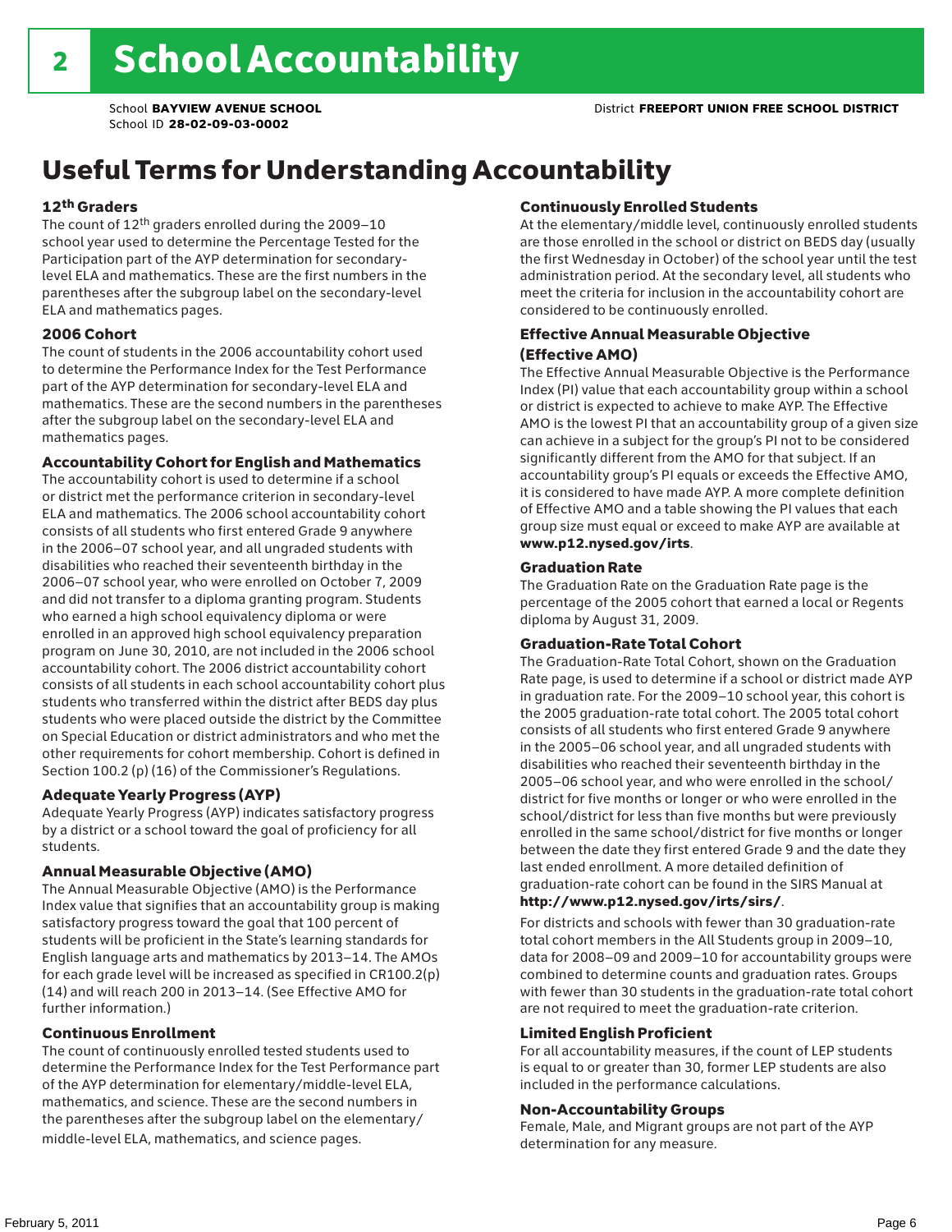# 2 School Accountability

School **BAYVIEW AVENUE SCHOOL**
School ID **28-02-09-03-0002**

District **FREEPORT UNION FREE SCHOOL DISTRICT**

## Useful Terms for Understanding Accountability

### 12th Graders

The count of 12th graders enrolled during the 2009–10 school year used to determine the Percentage Tested for the Participation part of the AYP determination for secondary-level ELA and mathematics. These are the first numbers in the parentheses after the subgroup label on the secondary-level ELA and mathematics pages.

### 2006 Cohort

The count of students in the 2006 accountability cohort used to determine the Performance Index for the Test Performance part of the AYP determination for secondary-level ELA and mathematics. These are the second numbers in the parentheses after the subgroup label on the secondary-level ELA and mathematics pages.

### Accountability Cohort for English and Mathematics

The accountability cohort is used to determine if a school or district met the performance criterion in secondary-level ELA and mathematics. The 2006 school accountability cohort consists of all students who first entered Grade 9 anywhere in the 2006–07 school year, and all ungraded students with disabilities who reached their seventeenth birthday in the 2006–07 school year, who were enrolled on October 7, 2009 and did not transfer to a diploma granting program. Students who earned a high school equivalency diploma or were enrolled in an approved high school equivalency preparation program on June 30, 2010, are not included in the 2006 school accountability cohort. The 2006 district accountability cohort consists of all students in each school accountability cohort plus students who transferred within the district after BEDS day plus students who were placed outside the district by the Committee on Special Education or district administrators and who met the other requirements for cohort membership. Cohort is defined in Section 100.2 (p) (16) of the Commissioner's Regulations.

### Adequate Yearly Progress (AYP)

Adequate Yearly Progress (AYP) indicates satisfactory progress by a district or a school toward the goal of proficiency for all students.

### Annual Measurable Objective (AMO)

The Annual Measurable Objective (AMO) is the Performance Index value that signifies that an accountability group is making satisfactory progress toward the goal that 100 percent of students will be proficient in the State's learning standards for English language arts and mathematics by 2013–14. The AMOs for each grade level will be increased as specified in CR100.2(p)(14) and will reach 200 in 2013–14. (See Effective AMO for further information.)

### Continuous Enrollment

The count of continuously enrolled tested students used to determine the Performance Index for the Test Performance part of the AYP determination for elementary/middle-level ELA, mathematics, and science. These are the second numbers in the parentheses after the subgroup label on the elementary/middle-level ELA, mathematics, and science pages.

### Continuously Enrolled Students

At the elementary/middle level, continuously enrolled students are those enrolled in the school or district on BEDS day (usually the first Wednesday in October) of the school year until the test administration period. At the secondary level, all students who meet the criteria for inclusion in the accountability cohort are considered to be continuously enrolled.

### Effective Annual Measurable Objective (Effective AMO)

The Effective Annual Measurable Objective is the Performance Index (PI) value that each accountability group within a school or district is expected to achieve to make AYP. The Effective AMO is the lowest PI that an accountability group of a given size can achieve in a subject for the group's PI not to be considered significantly different from the AMO for that subject. If an accountability group's PI equals or exceeds the Effective AMO, it is considered to have made AYP. A more complete definition of Effective AMO and a table showing the PI values that each group size must equal or exceed to make AYP are available at **www.p12.nysed.gov/irts**.

### Graduation Rate

The Graduation Rate on the Graduation Rate page is the percentage of the 2005 cohort that earned a local or Regents diploma by August 31, 2009.

### Graduation-Rate Total Cohort

The Graduation-Rate Total Cohort, shown on the Graduation Rate page, is used to determine if a school or district made AYP in graduation rate. For the 2009–10 school year, this cohort is the 2005 graduation-rate total cohort. The 2005 total cohort consists of all students who first entered Grade 9 anywhere in the 2005–06 school year, and all ungraded students with disabilities who reached their seventeenth birthday in the 2005–06 school year, and who were enrolled in the school/district for five months or longer or who were enrolled in the school/district for less than five months but were previously enrolled in the same school/district for five months or longer between the date they first entered Grade 9 and the date they last ended enrollment. A more detailed definition of graduation-rate cohort can be found in the SIRS Manual at **http://www.p12.nysed.gov/irts/sirs/**.

For districts and schools with fewer than 30 graduation-rate total cohort members in the All Students group in 2009–10, data for 2008–09 and 2009–10 for accountability groups were combined to determine counts and graduation rates. Groups with fewer than 30 students in the graduation-rate total cohort are not required to meet the graduation-rate criterion.

### Limited English Proficient

For all accountability measures, if the count of LEP students is equal to or greater than 30, former LEP students are also included in the performance calculations.

### Non-Accountability Groups

Female, Male, and Migrant groups are not part of the AYP determination for any measure.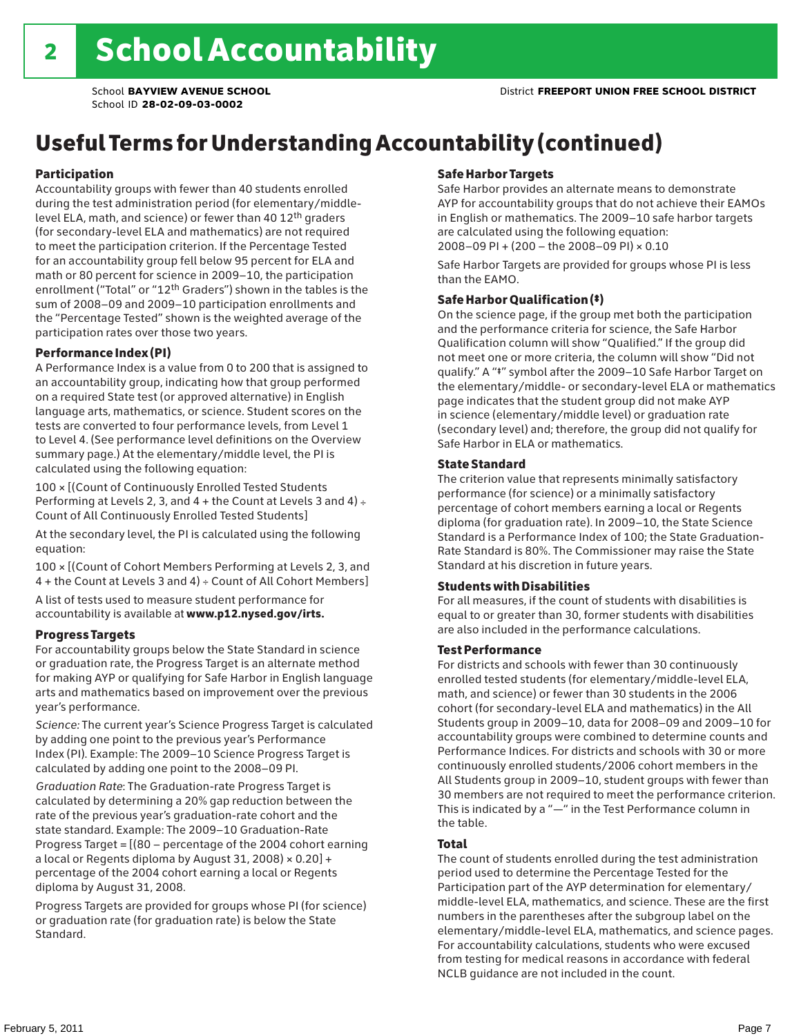# 2 School Accountability

School **BAYVIEW AVENUE SCHOOL**
School ID **28-02-09-03-0002**

District **FREEPORT UNION FREE SCHOOL DISTRICT**

## Useful Terms for Understanding Accountability (continued)

### Participation

Accountability groups with fewer than 40 students enrolled during the test administration period (for elementary/middle-level ELA, math, and science) or fewer than 40 12th graders (for secondary-level ELA and mathematics) are not required to meet the participation criterion. If the Percentage Tested for an accountability group fell below 95 percent for ELA and math or 80 percent for science in 2009–10, the participation enrollment ("Total" or "12th Graders") shown in the tables is the sum of 2008–09 and 2009–10 participation enrollments and the "Percentage Tested" shown is the weighted average of the participation rates over those two years.

### Performance Index (PI)

A Performance Index is a value from 0 to 200 that is assigned to an accountability group, indicating how that group performed on a required State test (or approved alternative) in English language arts, mathematics, or science. Student scores on the tests are converted to four performance levels, from Level 1 to Level 4. (See performance level definitions on the Overview summary page.) At the elementary/middle level, the PI is calculated using the following equation:

100 × [(Count of Continuously Enrolled Tested Students Performing at Levels 2, 3, and 4 + the Count at Levels 3 and 4) ÷ Count of All Continuously Enrolled Tested Students]

At the secondary level, the PI is calculated using the following equation:

100 × [(Count of Cohort Members Performing at Levels 2, 3, and 4 + the Count at Levels 3 and 4) ÷ Count of All Cohort Members]

A list of tests used to measure student performance for accountability is available at **www.p12.nysed.gov/irts.**

### Progress Targets

For accountability groups below the State Standard in science or graduation rate, the Progress Target is an alternate method for making AYP or qualifying for Safe Harbor in English language arts and mathematics based on improvement over the previous year's performance.

*Science:* The current year's Science Progress Target is calculated by adding one point to the previous year's Performance Index (PI). Example: The 2009–10 Science Progress Target is calculated by adding one point to the 2008–09 PI.

*Graduation Rate*: The Graduation-rate Progress Target is calculated by determining a 20% gap reduction between the rate of the previous year's graduation-rate cohort and the state standard. Example: The 2009–10 Graduation-Rate Progress Target = [(80 – percentage of the 2004 cohort earning a local or Regents diploma by August 31, 2008) × 0.20] + percentage of the 2004 cohort earning a local or Regents diploma by August 31, 2008.

Progress Targets are provided for groups whose PI (for science) or graduation rate (for graduation rate) is below the State Standard.

### Safe Harbor Targets

Safe Harbor provides an alternate means to demonstrate AYP for accountability groups that do not achieve their EAMOs in English or mathematics. The 2009–10 safe harbor targets are calculated using the following equation:
2008–09 PI + (200 – the 2008–09 PI) × 0.10

Safe Harbor Targets are provided for groups whose PI is less than the EAMO.

### Safe Harbor Qualification (‡)

On the science page, if the group met both the participation and the performance criteria for science, the Safe Harbor Qualification column will show "Qualified." If the group did not meet one or more criteria, the column will show "Did not qualify." A "‡" symbol after the 2009–10 Safe Harbor Target on the elementary/middle- or secondary-level ELA or mathematics page indicates that the student group did not make AYP in science (elementary/middle level) or graduation rate (secondary level) and; therefore, the group did not qualify for Safe Harbor in ELA or mathematics.

### State Standard

The criterion value that represents minimally satisfactory performance (for science) or a minimally satisfactory percentage of cohort members earning a local or Regents diploma (for graduation rate). In 2009–10, the State Science Standard is a Performance Index of 100; the State Graduation-Rate Standard is 80%. The Commissioner may raise the State Standard at his discretion in future years.

### Students with Disabilities

For all measures, if the count of students with disabilities is equal to or greater than 30, former students with disabilities are also included in the performance calculations.

### Test Performance

For districts and schools with fewer than 30 continuously enrolled tested students (for elementary/middle-level ELA, math, and science) or fewer than 30 students in the 2006 cohort (for secondary-level ELA and mathematics) in the All Students group in 2009–10, data for 2008–09 and 2009–10 for accountability groups were combined to determine counts and Performance Indices. For districts and schools with 30 or more continuously enrolled students/2006 cohort members in the All Students group in 2009–10, student groups with fewer than 30 members are not required to meet the performance criterion. This is indicated by a "—" in the Test Performance column in the table.

### Total

The count of students enrolled during the test administration period used to determine the Percentage Tested for the Participation part of the AYP determination for elementary/middle-level ELA, mathematics, and science. These are the first numbers in the parentheses after the subgroup label on the elementary/middle-level ELA, mathematics, and science pages. For accountability calculations, students who were excused from testing for medical reasons in accordance with federal NCLB guidance are not included in the count.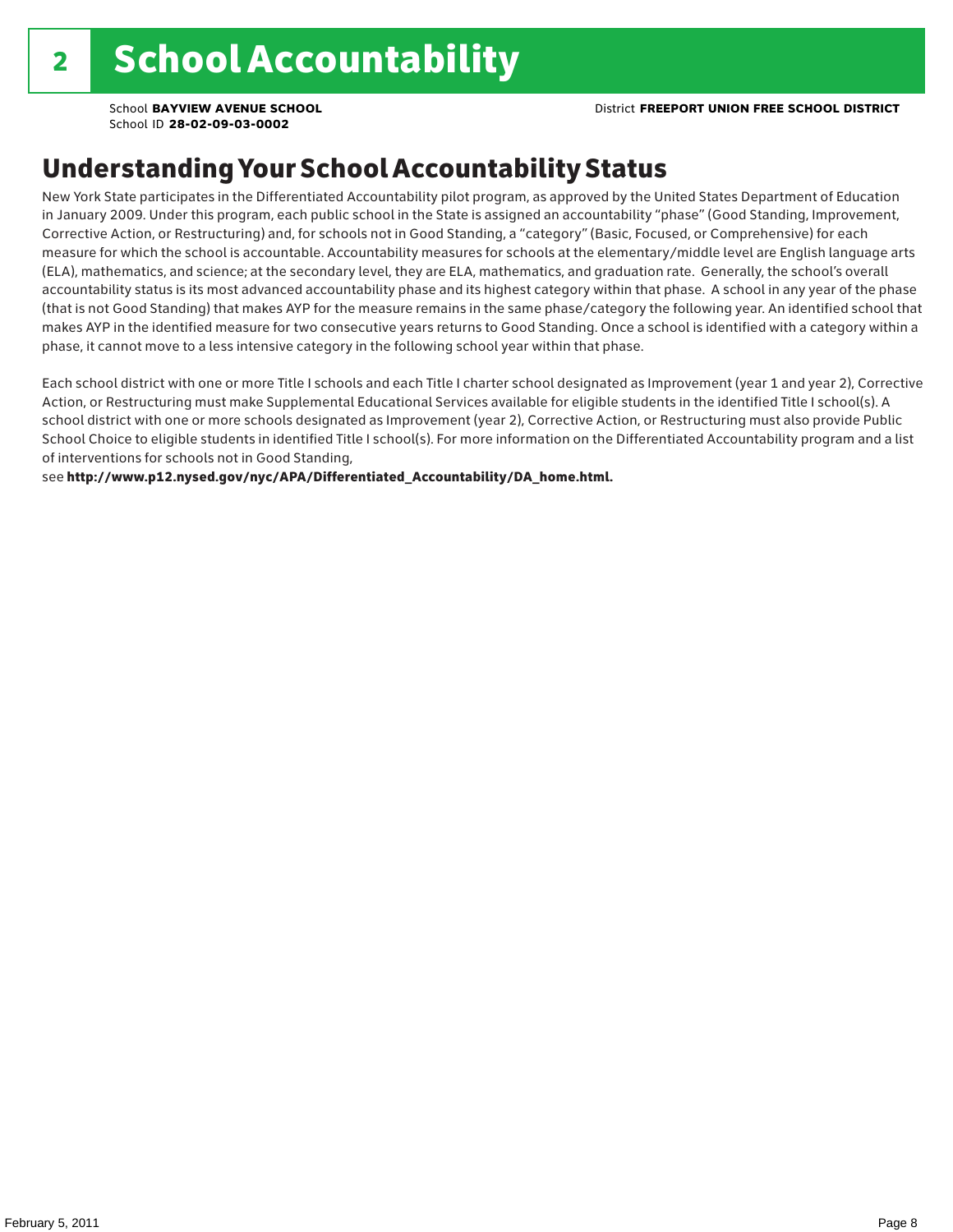# 2 School Accountability

School **BAYVIEW AVENUE SCHOOL**
School ID **28-02-09-03-0002**

District **FREEPORT UNION FREE SCHOOL DISTRICT**

## Understanding Your School Accountability Status

New York State participates in the Differentiated Accountability pilot program, as approved by the United States Department of Education in January 2009. Under this program, each public school in the State is assigned an accountability "phase" (Good Standing, Improvement, Corrective Action, or Restructuring) and, for schools not in Good Standing, a "category" (Basic, Focused, or Comprehensive) for each measure for which the school is accountable. Accountability measures for schools at the elementary/middle level are English language arts (ELA), mathematics, and science; at the secondary level, they are ELA, mathematics, and graduation rate. Generally, the school's overall accountability status is its most advanced accountability phase and its highest category within that phase. A school in any year of the phase (that is not Good Standing) that makes AYP for the measure remains in the same phase/category the following year. An identified school that makes AYP in the identified measure for two consecutive years returns to Good Standing. Once a school is identified with a category within a phase, it cannot move to a less intensive category in the following school year within that phase.

Each school district with one or more Title I schools and each Title I charter school designated as Improvement (year 1 and year 2), Corrective Action, or Restructuring must make Supplemental Educational Services available for eligible students in the identified Title I school(s). A school district with one or more schools designated as Improvement (year 2), Corrective Action, or Restructuring must also provide Public School Choice to eligible students in identified Title I school(s). For more information on the Differentiated Accountability program and a list of interventions for schools not in Good Standing,
see **http://www.p12.nysed.gov/nyc/APA/Differentiated_Accountability/DA_home.html.**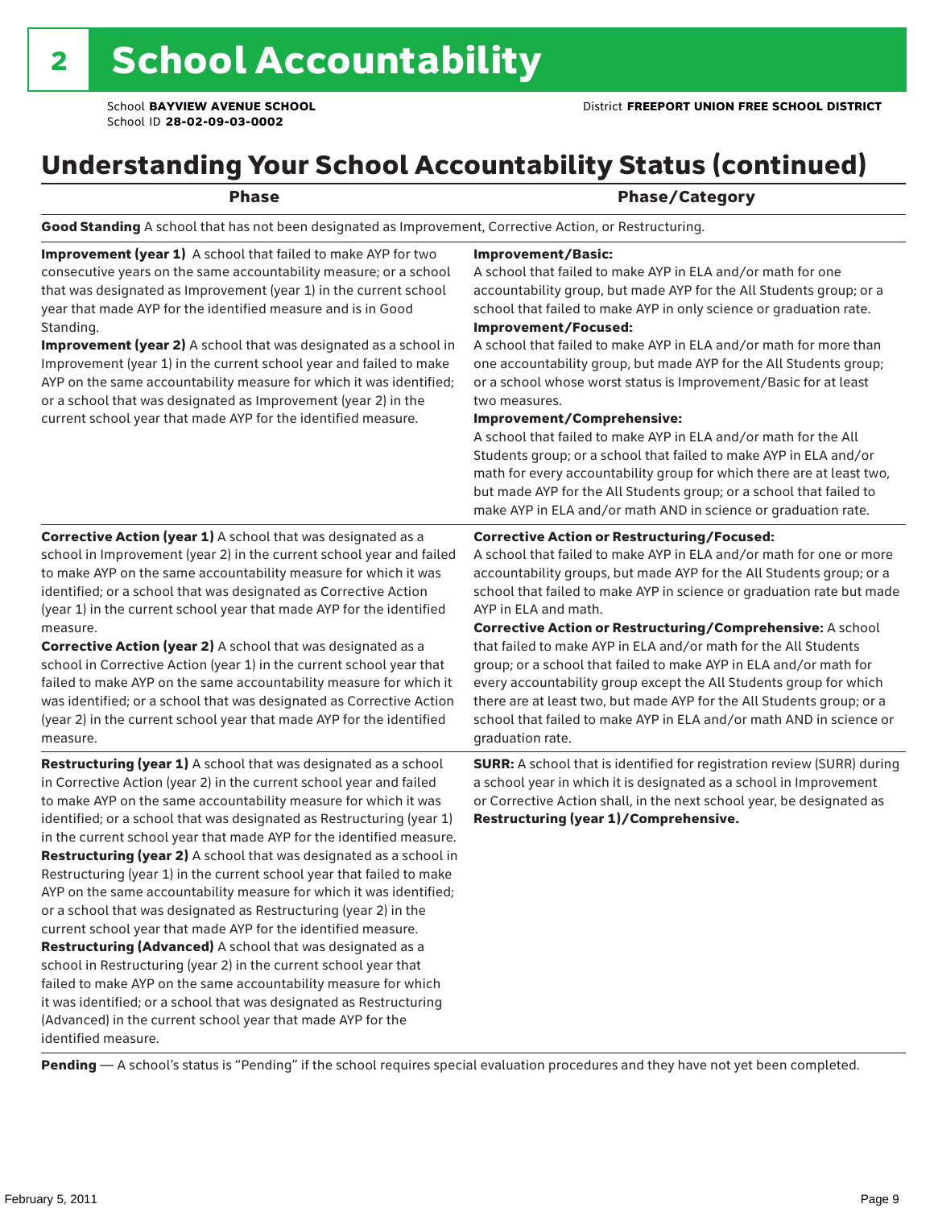# 2 School Accountability

School **BAYVIEW AVENUE SCHOOL**
School ID **28-02-09-03-0002**

District **FREEPORT UNION FREE SCHOOL DISTRICT**

## Understanding Your School Accountability Status (continued)

| Phase | Phase/Category |
|---|---|
| **Good Standing** A school that has not been designated as Improvement, Corrective Action, or Restructuring. | |
| **Improvement (year 1)** A school that failed to make AYP for two consecutive years on the same accountability measure; or a school that was designated as Improvement (year 1) in the current school year that made AYP for the identified measure and is in Good Standing.<br>**Improvement (year 2)** A school that was designated as a school in Improvement (year 1) in the current school year and failed to make AYP on the same accountability measure for which it was identified; or a school that was designated as Improvement (year 2) in the current school year that made AYP for the identified measure. | **Improvement/Basic:**<br>A school that failed to make AYP in ELA and/or math for one accountability group, but made AYP for the All Students group; or a school that failed to make AYP in only science or graduation rate.<br>**Improvement/Focused:**<br>A school that failed to make AYP in ELA and/or math for more than one accountability group, but made AYP for the All Students group; or a school whose worst status is Improvement/Basic for at least two measures.<br>**Improvement/Comprehensive:**<br>A school that failed to make AYP in ELA and/or math for the All Students group; or a school that failed to make AYP in ELA and/or math for every accountability group for which there are at least two, but made AYP for the All Students group; or a school that failed to make AYP in ELA and/or math AND in science or graduation rate. |
| **Corrective Action (year 1)** A school that was designated as a school in Improvement (year 2) in the current school year and failed to make AYP on the same accountability measure for which it was identified; or a school that was designated as Corrective Action (year 1) in the current school year that made AYP for the identified measure.<br>**Corrective Action (year 2)** A school that was designated as a school in Corrective Action (year 1) in the current school year that failed to make AYP on the same accountability measure for which it was identified; or a school that was designated as Corrective Action (year 2) in the current school year that made AYP for the identified measure. | **Corrective Action or Restructuring/Focused:**<br>A school that failed to make AYP in ELA and/or math for one or more accountability groups, but made AYP for the All Students group; or a school that failed to make AYP in science or graduation rate but made AYP in ELA and math.<br>**Corrective Action or Restructuring/Comprehensive:** A school that failed to make AYP in ELA and/or math for the All Students group; or a school that failed to make AYP in ELA and/or math for every accountability group except the All Students group for which there are at least two, but made AYP for the All Students group; or a school that failed to make AYP in ELA and/or math AND in science or graduation rate. |
| **Restructuring (year 1)** A school that was designated as a school in Corrective Action (year 2) in the current school year and failed to make AYP on the same accountability measure for which it was identified; or a school that was designated as Restructuring (year 1) in the current school year that made AYP for the identified measure.<br>**Restructuring (year 2)** A school that was designated as a school in Restructuring (year 1) in the current school year that failed to make AYP on the same accountability measure for which it was identified; or a school that was designated as Restructuring (year 2) in the current school year that made AYP for the identified measure.<br>**Restructuring (Advanced)** A school that was designated as a school in Restructuring (year 2) in the current school year that failed to make AYP on the same accountability measure for which it was identified; or a school that was designated as Restructuring (Advanced) in the current school year that made AYP for the identified measure. | **SURR:** A school that is identified for registration review (SURR) during a school year in which it is designated as a school in Improvement or Corrective Action shall, in the next school year, be designated as **Restructuring (year 1)/Comprehensive.** |
| **Pending** — A school's status is "Pending" if the school requires special evaluation procedures and they have not yet been completed. | |

February 5, 2011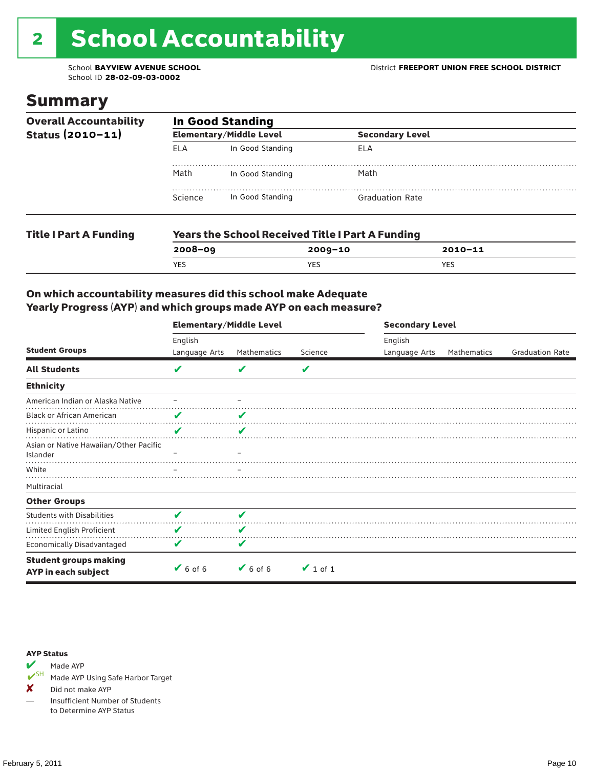# 2 School Accountability

School **BAYVIEW AVENUE SCHOOL**
School ID **28-02-09-03-0002**

District **FREEPORT UNION FREE SCHOOL DISTRICT**

## Summary

**Overall Accountability Status (2010–11)**

**In Good Standing**

| Elementary/Middle Level | | Secondary Level | |
|---|---|---|---|
| ELA | In Good Standing | ELA | |
| Math | In Good Standing | Math | |
| Science | In Good Standing | Graduation Rate | |

**Title I Part A Funding**

**Years the School Received Title I Part A Funding**

| 2008–09 | 2009–10 | 2010–11 |
|---|---|---|
| YES | YES | YES |

### On which accountability measures did this school make Adequate Yearly Progress (AYP) and which groups made AYP on each measure?

| Student Groups | Elementary/Middle Level English Language Arts | Elementary/Middle Level Mathematics | Elementary/Middle Level Science | Secondary Level English Language Arts | Secondary Level Mathematics | Secondary Level Graduation Rate |
|---|---|---|---|---|---|---|
| **All Students** | ✔ | ✔ | ✔ | | | |
| **Ethnicity** | | | | | | |
| American Indian or Alaska Native | – | – | | | | |
| Black or African American | ✔ | ✔ | | | | |
| Hispanic or Latino | ✔ | ✔ | | | | |
| Asian or Native Hawaiian/Other Pacific Islander | – | – | | | | |
| White | – | – | | | | |
| Multiracial | | | | | | |
| **Other Groups** | | | | | | |
| Students with Disabilities | ✔ | ✔ | | | | |
| Limited English Proficient | ✔ | ✔ | | | | |
| Economically Disadvantaged | ✔ | ✔ | | | | |
| **Student groups making AYP in each subject** | ✔ 6 of 6 | ✔ 6 of 6 | ✔ 1 of 1 | | | |

**AYP Status**

- ✔ Made AYP
- ✔SH Made AYP Using Safe Harbor Target
- ✘ Did not make AYP
- — Insufficient Number of Students to Determine AYP Status

February 5, 2011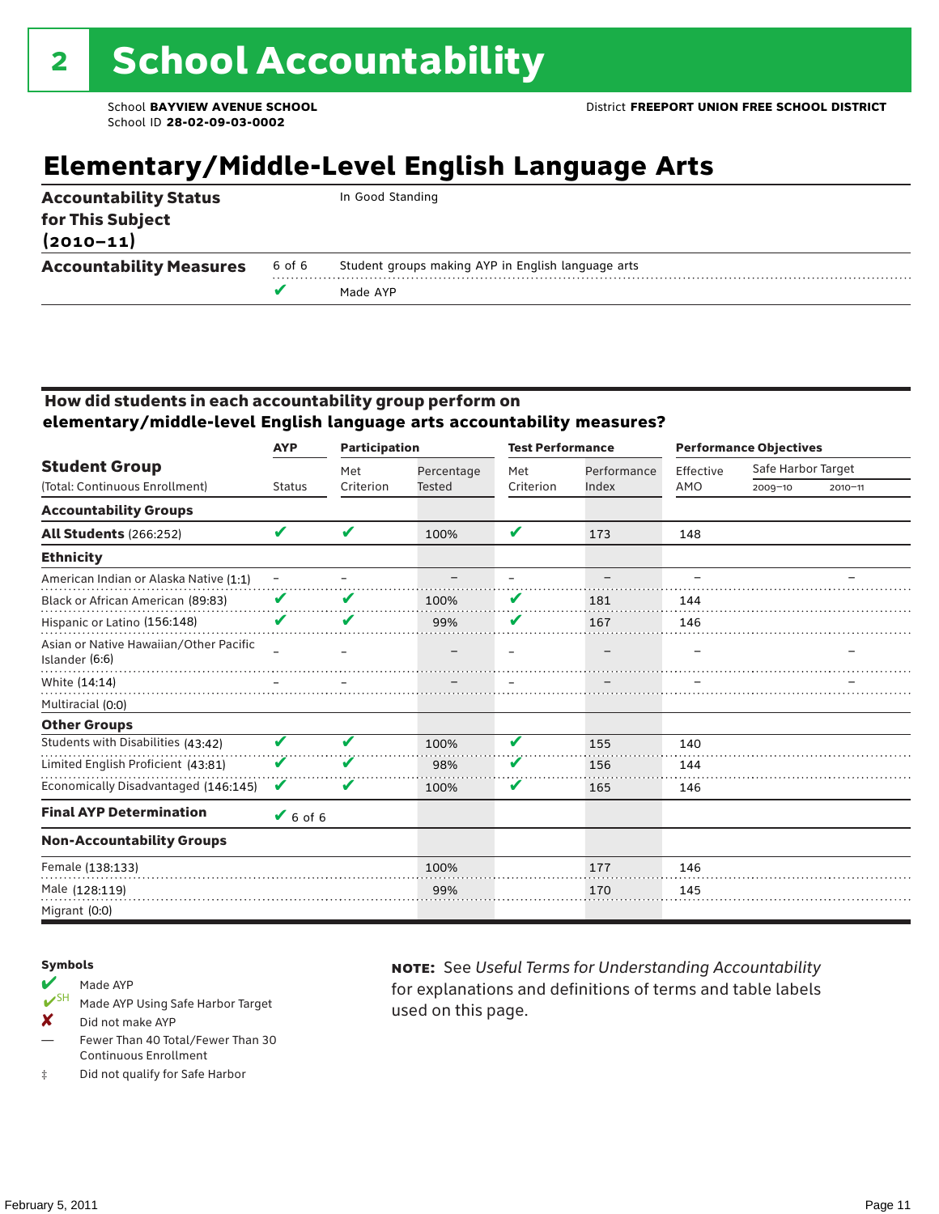# 2 School Accountability

School **BAYVIEW AVENUE SCHOOL**
School ID **28-02-09-03-0002**

District **FREEPORT UNION FREE SCHOOL DISTRICT**

## Elementary/Middle-Level English Language Arts

| | | |
|---|---|---|
| **Accountability Status for This Subject (2010–11)** | | In Good Standing |
| **Accountability Measures** | 6 of 6 | Student groups making AYP in English language arts |
| | ✔ | Made AYP |

### How did students in each accountability group perform on elementary/middle-level English language arts accountability measures?

| Student Group (Total: Continuous Enrollment) | AYP Status | Participation: Met Criterion | Participation: Percentage Tested | Test Performance: Met Criterion | Test Performance: Performance Index | Performance Objectives: Effective AMO | Safe Harbor Target 2009–10 | Safe Harbor Target 2010–11 |
|---|---|---|---|---|---|---|---|---|
| **Accountability Groups** | | | | | | | | |
| **All Students** (266:252) | ✔ | ✔ | 100% | ✔ | 173 | 148 | | |
| **Ethnicity** | | | | | | | | |
| American Indian or Alaska Native (1:1) | – | – | – | – | – | – | | – |
| Black or African American (89:83) | ✔ | ✔ | 100% | ✔ | 181 | 144 | | |
| Hispanic or Latino (156:148) | ✔ | ✔ | 99% | ✔ | 167 | 146 | | |
| Asian or Native Hawaiian/Other Pacific Islander (6:6) | – | – | – | – | – | – | | – |
| White (14:14) | – | – | – | – | – | – | | – |
| Multiracial (0:0) | | | | | | | | |
| **Other Groups** | | | | | | | | |
| Students with Disabilities (43:42) | ✔ | ✔ | 100% | ✔ | 155 | 140 | | |
| Limited English Proficient (43:81) | ✔ | ✔ | 98% | ✔ | 156 | 144 | | |
| Economically Disadvantaged (146:145) | ✔ | ✔ | 100% | ✔ | 165 | 146 | | |
| **Final AYP Determination** | ✔ 6 of 6 | | | | | | | |
| **Non-Accountability Groups** | | | | | | | | |
| Female (138:133) | | | 100% | | 177 | 146 | | |
| Male (128:119) | | | 99% | | 170 | 145 | | |
| Migrant (0:0) | | | | | | | | |

**Symbols**

- ✔ Made AYP
- ✔SH Made AYP Using Safe Harbor Target
- ✘ Did not make AYP
- — Fewer Than 40 Total/Fewer Than 30 Continuous Enrollment
- ‡ Did not qualify for Safe Harbor

**NOTE:** See *Useful Terms for Understanding Accountability* for explanations and definitions of terms and table labels used on this page.

February 5, 2011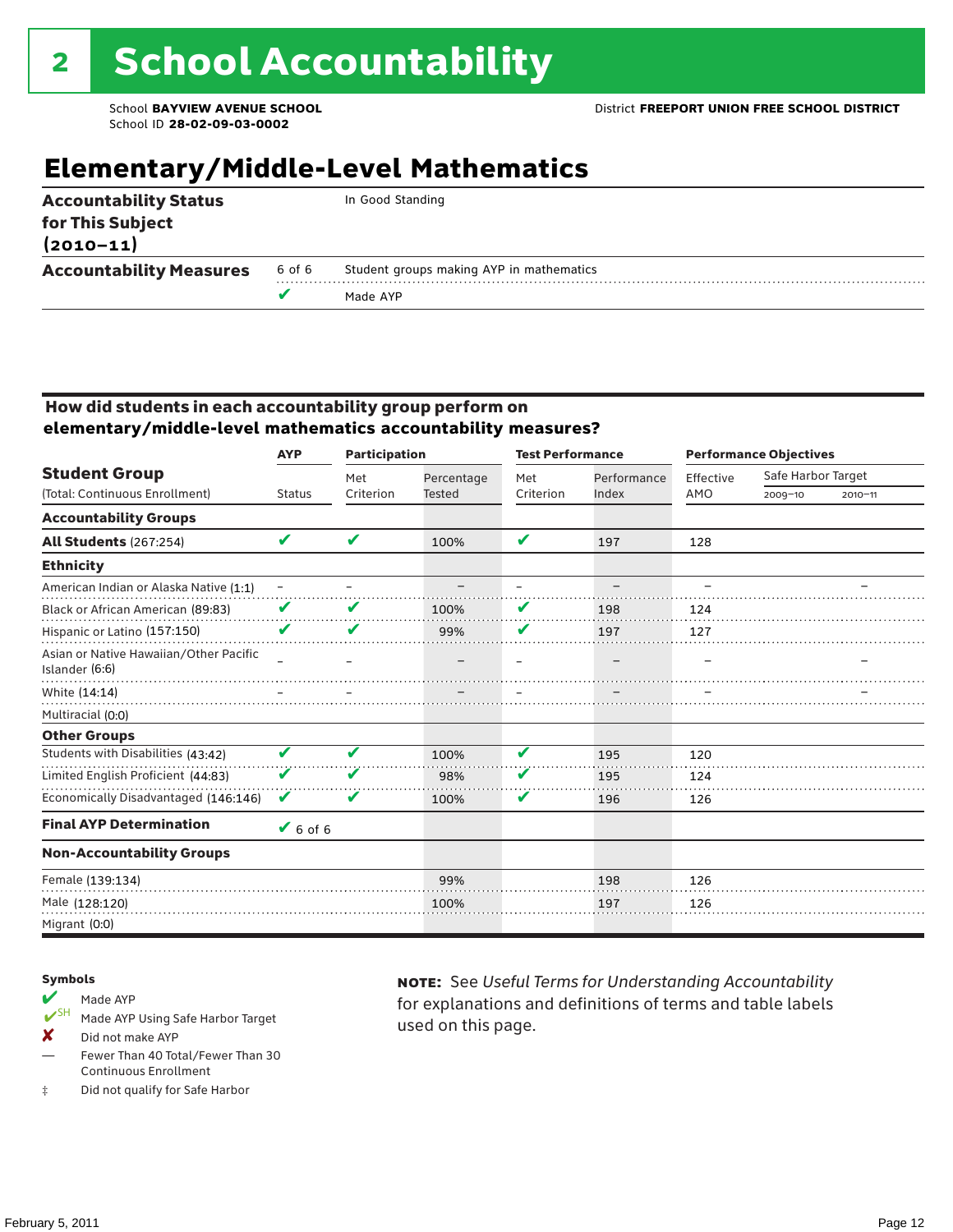# 2 School Accountability

School **BAYVIEW AVENUE SCHOOL**
School ID **28-02-09-03-0002**

District **FREEPORT UNION FREE SCHOOL DISTRICT**

## Elementary/Middle-Level Mathematics

| | | |
|---|---|---|
| **Accountability Status for This Subject (2010–11)** | | In Good Standing |
| **Accountability Measures** | 6 of 6 | Student groups making AYP in mathematics |
| | ✔ | Made AYP |

### How did students in each accountability group perform on elementary/middle-level mathematics accountability measures?

| **Student Group** (Total: Continuous Enrollment) | AYP Status | Participation: Met Criterion | Participation: Percentage Tested | Test Performance: Met Criterion | Test Performance: Performance Index | Performance Objectives: Effective AMO | Safe Harbor Target 2009–10 | Safe Harbor Target 2010–11 |
|---|---|---|---|---|---|---|---|---|
| **Accountability Groups** | | | | | | | | |
| **All Students** (267:254) | ✔ | ✔ | 100% | ✔ | 197 | 128 | | |
| **Ethnicity** | | | | | | | | |
| American Indian or Alaska Native (1:1) | – | – | – | – | – | – | | – |
| Black or African American (89:83) | ✔ | ✔ | 100% | ✔ | 198 | 124 | | |
| Hispanic or Latino (157:150) | ✔ | ✔ | 99% | ✔ | 197 | 127 | | |
| Asian or Native Hawaiian/Other Pacific Islander (6:6) | – | – | – | – | – | – | | – |
| White (14:14) | – | – | – | – | – | – | | – |
| Multiracial (0:0) | | | | | | | | |
| **Other Groups** | | | | | | | | |
| Students with Disabilities (43:42) | ✔ | ✔ | 100% | ✔ | 195 | 120 | | |
| Limited English Proficient (44:83) | ✔ | ✔ | 98% | ✔ | 195 | 124 | | |
| Economically Disadvantaged (146:146) | ✔ | ✔ | 100% | ✔ | 196 | 126 | | |
| **Final AYP Determination** | ✔ 6 of 6 | | | | | | | |
| **Non-Accountability Groups** | | | | | | | | |
| Female (139:134) | | | 99% | | 198 | 126 | | |
| Male (128:120) | | | 100% | | 197 | 126 | | |
| Migrant (0:0) | | | | | | | | |

**Symbols**

- ✔ Made AYP
- ✔SH Made AYP Using Safe Harbor Target
- ✘ Did not make AYP
- — Fewer Than 40 Total/Fewer Than 30 Continuous Enrollment
- ‡ Did not qualify for Safe Harbor

**NOTE:** See *Useful Terms for Understanding Accountability* for explanations and definitions of terms and table labels used on this page.

February 5, 2011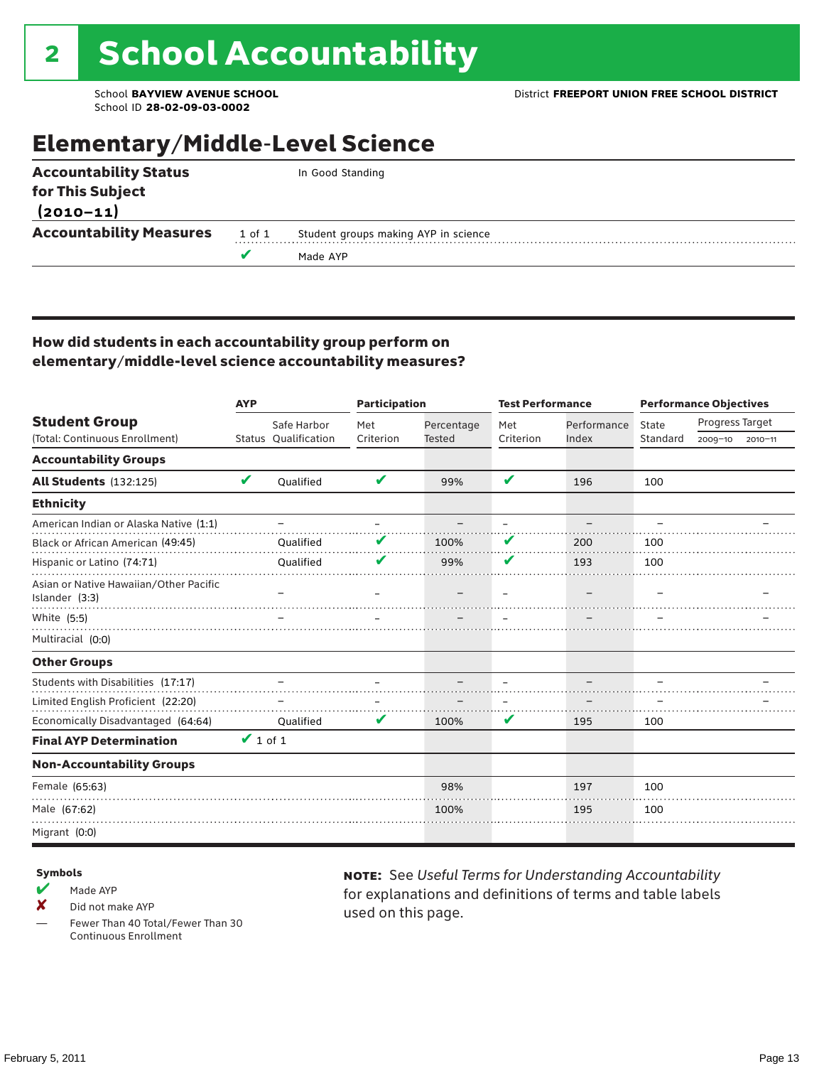# 2 School Accountability

School **BAYVIEW AVENUE SCHOOL**
School ID **28-02-09-03-0002**

District **FREEPORT UNION FREE SCHOOL DISTRICT**

## Elementary/Middle-Level Science

| | | |
|---|---|---|
| **Accountability Status for This Subject (2010–11)** | | In Good Standing |
| **Accountability Measures** | 1 of 1 | Student groups making AYP in science |
| | ✔ | Made AYP |

### How did students in each accountability group perform on elementary/middle-level science accountability measures?

| Student Group (Total: Continuous Enrollment) | AYP Status | AYP Safe Harbor Qualification | Participation Met Criterion | Participation Percentage Tested | Test Performance Met Criterion | Test Performance Performance Index | Performance Objectives State Standard | Progress Target 2009–10 | Progress Target 2010–11 |
|---|---|---|---|---|---|---|---|---|---|
| **Accountability Groups** | | | | | | | | | |
| **All Students** (132:125) | ✔ | Qualified | ✔ | 99% | ✔ | 196 | 100 | | |
| **Ethnicity** | | | | | | | | | |
| American Indian or Alaska Native (1:1) | | – | – | – | – | – | – | | – |
| Black or African American (49:45) | | Qualified | ✔ | 100% | ✔ | 200 | 100 | | |
| Hispanic or Latino (74:71) | | Qualified | ✔ | 99% | ✔ | 193 | 100 | | |
| Asian or Native Hawaiian/Other Pacific Islander (3:3) | | – | – | – | – | – | – | | – |
| White (5:5) | | – | – | – | – | – | – | | – |
| Multiracial (0:0) | | | | | | | | | |
| **Other Groups** | | | | | | | | | |
| Students with Disabilities (17:17) | | – | – | – | – | – | – | | – |
| Limited English Proficient (22:20) | | – | – | – | – | – | – | | – |
| Economically Disadvantaged (64:64) | | Qualified | ✔ | 100% | ✔ | 195 | 100 | | |
| **Final AYP Determination** | ✔ 1 of 1 | | | | | | | | |
| **Non-Accountability Groups** | | | | | | | | | |
| Female (65:63) | | | | 98% | | 197 | 100 | | |
| Male (67:62) | | | | 100% | | 195 | 100 | | |
| Migrant (0:0) | | | | | | | | | |

**Symbols**

- ✔ Made AYP
- ✘ Did not make AYP
- — Fewer Than 40 Total/Fewer Than 30 Continuous Enrollment

**NOTE:** See *Useful Terms for Understanding Accountability* for explanations and definitions of terms and table labels used on this page.

February 5, 2011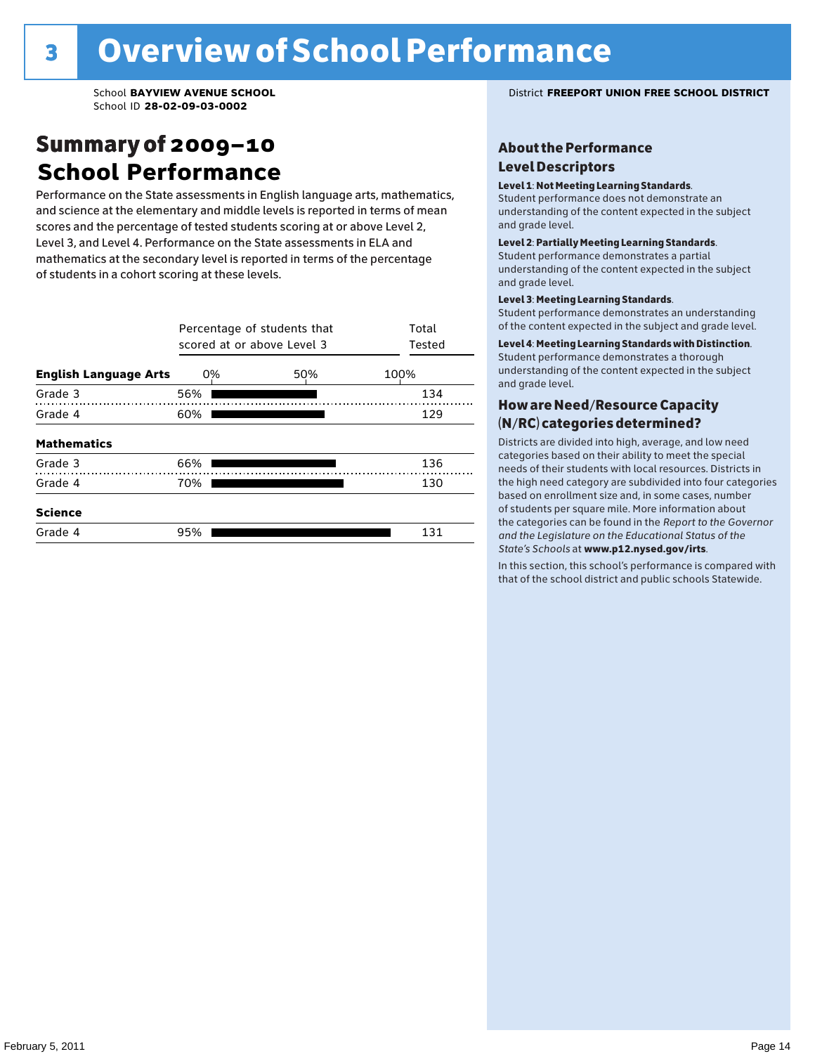# 3 Overview of School Performance

School **BAYVIEW AVENUE SCHOOL**
School ID **28-02-09-03-0002**

District **FREEPORT UNION FREE SCHOOL DISTRICT**

## Summary of 2009–10 School Performance

Performance on the State assessments in English language arts, mathematics, and science at the elementary and middle levels is reported in terms of mean scores and the percentage of tested students scoring at or above Level 2, Level 3, and Level 4. Performance on the State assessments in ELA and mathematics at the secondary level is reported in terms of the percentage of students in a cohort scoring at these levels.

| | Percentage of students that scored at or above Level 3 | Total Tested |
|---|---|---|
| **English Language Arts** | | |
| Grade 3 | 56% | 134 |
| Grade 4 | 60% | 129 |
| **Mathematics** | | |
| Grade 3 | 66% | 136 |
| Grade 4 | 70% | 130 |
| **Science** | | |
| Grade 4 | 95% | 131 |

### About the Performance Level Descriptors

**Level 1**: **Not Meeting Learning Standards**. Student performance does not demonstrate an understanding of the content expected in the subject and grade level.

**Level 2**: **Partially Meeting Learning Standards**. Student performance demonstrates a partial understanding of the content expected in the subject and grade level.

**Level 3**: **Meeting Learning Standards**. Student performance demonstrates an understanding of the content expected in the subject and grade level.

**Level 4**: **Meeting Learning Standards with Distinction**. Student performance demonstrates a thorough understanding of the content expected in the subject and grade level.

### How are Need/Resource Capacity (N/RC) categories determined?

Districts are divided into high, average, and low need categories based on their ability to meet the special needs of their students with local resources. Districts in the high need category are subdivided into four categories based on enrollment size and, in some cases, number of students per square mile. More information about the categories can be found in the *Report to the Governor and the Legislature on the Educational Status of the State's Schools* at **www.p12.nysed.gov/irts**.

In this section, this school's performance is compared with that of the school district and public schools Statewide.

February 5, 2011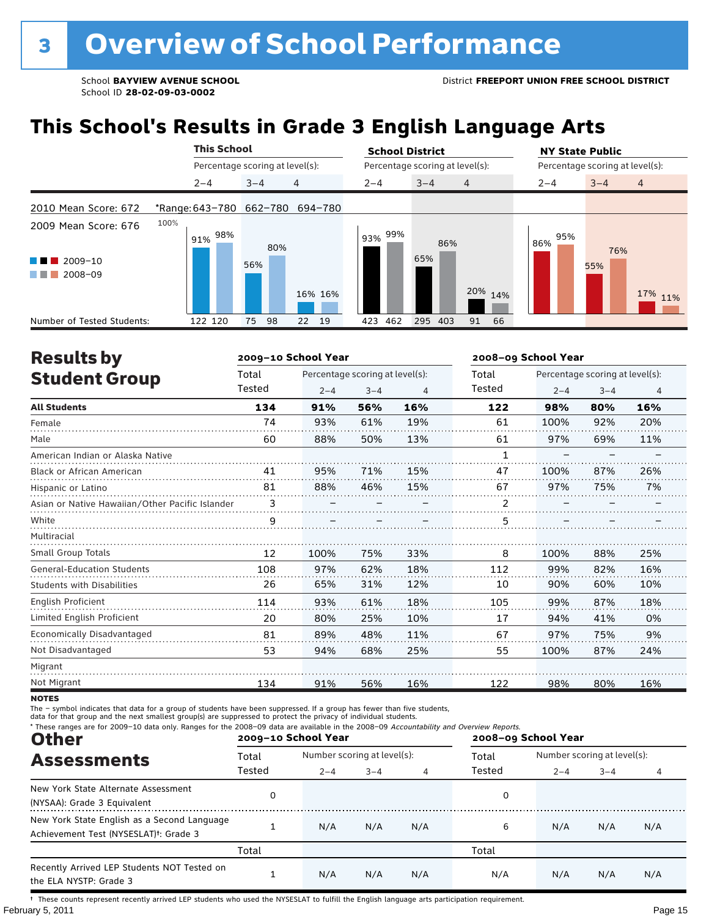# 3 Overview of School Performance

School **BAYVIEW AVENUE SCHOOL**
School ID **28-02-09-03-0002**

District **FREEPORT UNION FREE SCHOOL DISTRICT**

## This School's Results in Grade 3 English Language Arts

| | This School | | | School District | | | NY State Public | | |
|---|---|---|---|---|---|---|---|---|---|
| | Percentage scoring at level(s): | | | Percentage scoring at level(s): | | | Percentage scoring at level(s): | | |
| | 2–4 | 3–4 | 4 | 2–4 | 3–4 | 4 | 2–4 | 3–4 | 4 |
| 2010 Mean Score: 672 / *Range: | 643–780 | 662–780 | 694–780 | | | | | | |
| 2009 Mean Score: 676 | | | | | | | | | |
| 2009–10 | 91% | 56% | 16% | 93% | 65% | 20% | 86% | 55% | 17% |
| 2008–09 | 98% | 80% | 16% | 99% | 86% | 14% | 95% | 76% | 11% |
| Number of Tested Students: 2009–10 | 122 | 75 | 22 | 423 | 295 | 91 | | | |
| Number of Tested Students: 2008–09 | 120 | 98 | 19 | 462 | 403 | 66 | | | |

## Results by Student Group

| | 2009–10 School Year | | | | 2008–09 School Year | | | |
|---|---|---|---|---|---|---|---|---|
| | Total Tested | Percentage scoring at level(s): 2–4 | 3–4 | 4 | Total Tested | Percentage scoring at level(s): 2–4 | 3–4 | 4 |
| **All Students** | **134** | **91%** | **56%** | **16%** | **122** | **98%** | **80%** | **16%** |
| Female | 74 | 93% | 61% | 19% | 61 | 100% | 92% | 20% |
| Male | 60 | 88% | 50% | 13% | 61 | 97% | 69% | 11% |
| American Indian or Alaska Native | | | | | 1 | – | – | – |
| Black or African American | 41 | 95% | 71% | 15% | 47 | 100% | 87% | 26% |
| Hispanic or Latino | 81 | 88% | 46% | 15% | 67 | 97% | 75% | 7% |
| Asian or Native Hawaiian/Other Pacific Islander | 3 | – | – | – | 2 | – | – | – |
| White | 9 | – | – | – | 5 | – | – | – |
| Multiracial | | | | | | | | |
| Small Group Totals | 12 | 100% | 75% | 33% | 8 | 100% | 88% | 25% |
| General-Education Students | 108 | 97% | 62% | 18% | 112 | 99% | 82% | 16% |
| Students with Disabilities | 26 | 65% | 31% | 12% | 10 | 90% | 60% | 10% |
| English Proficient | 114 | 93% | 61% | 18% | 105 | 99% | 87% | 18% |
| Limited English Proficient | 20 | 80% | 25% | 10% | 17 | 94% | 41% | 0% |
| Economically Disadvantaged | 81 | 89% | 48% | 11% | 67 | 97% | 75% | 9% |
| Not Disadvantaged | 53 | 94% | 68% | 25% | 55 | 100% | 87% | 24% |
| Migrant | | | | | | | | |
| Not Migrant | 134 | 91% | 56% | 16% | 122 | 98% | 80% | 16% |

**NOTES**

The – symbol indicates that data for a group of students have been suppressed. If a group has fewer than five students, data for that group and the next smallest group(s) are suppressed to protect the privacy of individual students.

\* These ranges are for 2009–10 data only. Ranges for the 2008–09 data are available in the 2008–09 *Accountability and Overview Reports.*

## Other Assessments

| | 2009–10 School Year | | | | 2008–09 School Year | | | |
|---|---|---|---|---|---|---|---|---|
| | Total Tested | Number scoring at level(s): 2–4 | 3–4 | 4 | Total Tested | Number scoring at level(s): 2–4 | 3–4 | 4 |
| New York State Alternate Assessment (NYSAA): Grade 3 Equivalent | 0 | | | | 0 | | | |
| New York State English as a Second Language Achievement Test (NYSESLAT)†: Grade 3 | 1 | N/A | N/A | N/A | 6 | N/A | N/A | N/A |
| | Total | | | | Total | | | |
| Recently Arrived LEP Students NOT Tested on the ELA NYSTP: Grade 3 | 1 | N/A | N/A | N/A | N/A | N/A | N/A | N/A |

† These counts represent recently arrived LEP students who used the NYSESLAT to fulfill the English language arts participation requirement.

February 5, 2011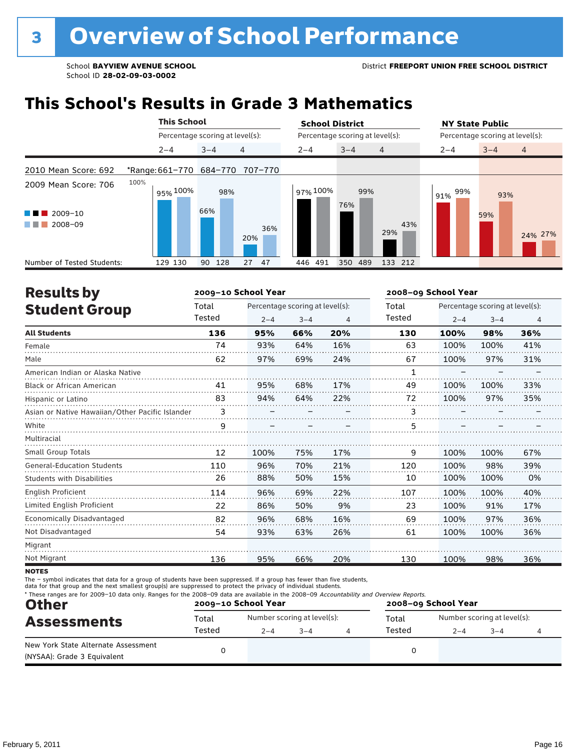# 3 Overview of School Performance

School **BAYVIEW AVENUE SCHOOL**
School ID **28-02-09-03-0002**

District **FREEPORT UNION FREE SCHOOL DISTRICT**

## This School's Results in Grade 3 Mathematics

2010 Mean Score: 692

2009 Mean Score: 706

| | This School 2–4 | This School 3–4 | This School 4 | School District 2–4 | School District 3–4 | School District 4 | NY State Public 2–4 | NY State Public 3–4 | NY State Public 4 |
|---|---|---|---|---|---|---|---|---|---|
| *Range | 661–770 | 684–770 | 707–770 | | | | | | |
| 2009–10 | 95% | 66% | 20% | 97% | 76% | 29% | 91% | 59% | 24% |
| 2008–09 | 100% | 98% | 36% | 100% | 99% | 43% | 99% | 93% | 27% |
| Number of Tested Students (2009–10) | 129 | 90 | 27 | 446 | 350 | 133 | | | |
| Number of Tested Students (2008–09) | 130 | 128 | 47 | 491 | 489 | 212 | | | |

## Results by Student Group

| | 2009–10 School Year Total Tested | Percentage scoring at level(s): 2–4 | 3–4 | 4 | 2008–09 School Year Total Tested | Percentage scoring at level(s): 2–4 | 3–4 | 4 |
|---|---|---|---|---|---|---|---|---|
| **All Students** | **136** | **95%** | **66%** | **20%** | **130** | **100%** | **98%** | **36%** |
| Female | 74 | 93% | 64% | 16% | 63 | 100% | 100% | 41% |
| Male | 62 | 97% | 69% | 24% | 67 | 100% | 97% | 31% |
| American Indian or Alaska Native | | | | | 1 | – | – | – |
| Black or African American | 41 | 95% | 68% | 17% | 49 | 100% | 100% | 33% |
| Hispanic or Latino | 83 | 94% | 64% | 22% | 72 | 100% | 97% | 35% |
| Asian or Native Hawaiian/Other Pacific Islander | 3 | – | – | – | 3 | – | – | – |
| White | 9 | – | – | – | 5 | – | – | – |
| Multiracial | | | | | | | | |
| Small Group Totals | 12 | 100% | 75% | 17% | 9 | 100% | 100% | 67% |
| General-Education Students | 110 | 96% | 70% | 21% | 120 | 100% | 98% | 39% |
| Students with Disabilities | 26 | 88% | 50% | 15% | 10 | 100% | 100% | 0% |
| English Proficient | 114 | 96% | 69% | 22% | 107 | 100% | 100% | 40% |
| Limited English Proficient | 22 | 86% | 50% | 9% | 23 | 100% | 91% | 17% |
| Economically Disadvantaged | 82 | 96% | 68% | 16% | 69 | 100% | 97% | 36% |
| Not Disadvantaged | 54 | 93% | 63% | 26% | 61 | 100% | 100% | 36% |
| Migrant | | | | | | | | |
| Not Migrant | 136 | 95% | 66% | 20% | 130 | 100% | 98% | 36% |

**NOTES**

The – symbol indicates that data for a group of students have been suppressed. If a group has fewer than five students, data for that group and the next smallest group(s) are suppressed to protect the privacy of individual students.

* These ranges are for 2009–10 data only. Ranges for the 2008–09 data are available in the 2008–09 *Accountability and Overview Reports.*

## Other Assessments

| | 2009–10 School Year Total Tested | Number scoring at level(s): 2–4 | 3–4 | 4 | 2008–09 School Year Total Tested | Number scoring at level(s): 2–4 | 3–4 | 4 |
|---|---|---|---|---|---|---|---|---|
| New York State Alternate Assessment (NYSAA): Grade 3 Equivalent | 0 | | | | 0 | | | |

February 5, 2011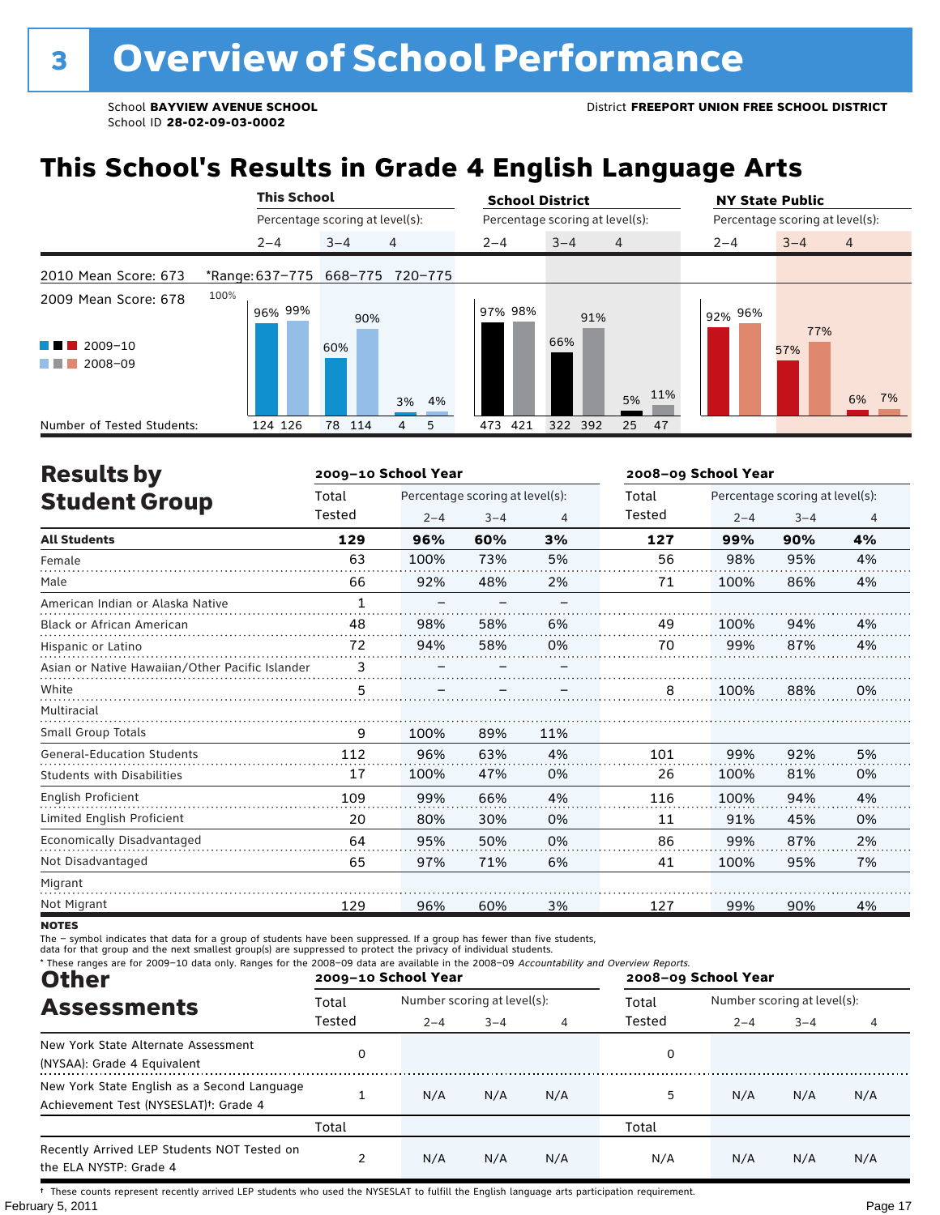# 3 Overview of School Performance

School **BAYVIEW AVENUE SCHOOL**
School ID **28-02-09-03-0002**

District **FREEPORT UNION FREE SCHOOL DISTRICT**

## This School's Results in Grade 4 English Language Arts

2010 Mean Score: 673
2009 Mean Score: 678

*Range: 637–775 (2–4), 668–775 (3–4), 720–775 (4)

| | This School 2–4 | | This School 3–4 | | This School 4 | | School District 2–4 | | School District 3–4 | | School District 4 | | NY State Public 2–4 | | NY State Public 3–4 | | NY State Public 4 | |
|---|---|---|---|---|---|---|---|---|---|---|---|---|---|---|---|---|---|---|
| | 2009–10 | 2008–09 | 2009–10 | 2008–09 | 2009–10 | 2008–09 | 2009–10 | 2008–09 | 2009–10 | 2008–09 | 2009–10 | 2008–09 | 2009–10 | 2008–09 | 2009–10 | 2008–09 | 2009–10 | 2008–09 |
| Percentage scoring at level(s) | 96% | 99% | 60% | 90% | 3% | 4% | 97% | 98% | 66% | 91% | 5% | 11% | 92% | 96% | 57% | 77% | 6% | 7% |
| Number of Tested Students | 124 | 126 | 78 | 114 | 4 | 5 | 473 | 421 | 322 | 392 | 25 | 47 | | | | | | |

## Results by Student Group

| | 2009–10 School Year | | | | 2008–09 School Year | | | |
|---|---|---|---|---|---|---|---|---|
| | Total Tested | Percentage scoring at level(s): 2–4 | 3–4 | 4 | Total Tested | Percentage scoring at level(s): 2–4 | 3–4 | 4 |
| **All Students** | **129** | **96%** | **60%** | **3%** | **127** | **99%** | **90%** | **4%** |
| Female | 63 | 100% | 73% | 5% | 56 | 98% | 95% | 4% |
| Male | 66 | 92% | 48% | 2% | 71 | 100% | 86% | 4% |
| American Indian or Alaska Native | 1 | – | – | – | | | | |
| Black or African American | 48 | 98% | 58% | 6% | 49 | 100% | 94% | 4% |
| Hispanic or Latino | 72 | 94% | 58% | 0% | 70 | 99% | 87% | 4% |
| Asian or Native Hawaiian/Other Pacific Islander | 3 | – | – | – | | | | |
| White | 5 | – | – | – | 8 | 100% | 88% | 0% |
| Multiracial | | | | | | | | |
| Small Group Totals | 9 | 100% | 89% | 11% | | | | |
| General-Education Students | 112 | 96% | 63% | 4% | 101 | 99% | 92% | 5% |
| Students with Disabilities | 17 | 100% | 47% | 0% | 26 | 100% | 81% | 0% |
| English Proficient | 109 | 99% | 66% | 4% | 116 | 100% | 94% | 4% |
| Limited English Proficient | 20 | 80% | 30% | 0% | 11 | 91% | 45% | 0% |
| Economically Disadvantaged | 64 | 95% | 50% | 0% | 86 | 99% | 87% | 2% |
| Not Disadvantaged | 65 | 97% | 71% | 6% | 41 | 100% | 95% | 7% |
| Migrant | | | | | | | | |
| Not Migrant | 129 | 96% | 60% | 3% | 127 | 99% | 90% | 4% |

**NOTES**

The – symbol indicates that data for a group of students have been suppressed. If a group has fewer than five students, data for that group and the next smallest group(s) are suppressed to protect the privacy of individual students.

* These ranges are for 2009–10 data only. Ranges for the 2008–09 data are available in the 2008–09 *Accountability and Overview Reports.*

## Other Assessments

| | 2009–10 School Year | | | | 2008–09 School Year | | | |
|---|---|---|---|---|---|---|---|---|
| | Total Tested | Number scoring at level(s): 2–4 | 3–4 | 4 | Total Tested | Number scoring at level(s): 2–4 | 3–4 | 4 |
| New York State Alternate Assessment (NYSAA): Grade 4 Equivalent | 0 | | | | 0 | | | |
| New York State English as a Second Language Achievement Test (NYSESLAT)†: Grade 4 | 1 | N/A | N/A | N/A | 5 | N/A | N/A | N/A |
| | Total | | | | Total | | | |
| Recently Arrived LEP Students NOT Tested on the ELA NYSTP: Grade 4 | 2 | N/A | N/A | N/A | N/A | N/A | N/A | N/A |

† These counts represent recently arrived LEP students who used the NYSESLAT to fulfill the English language arts participation requirement.

February 5, 2011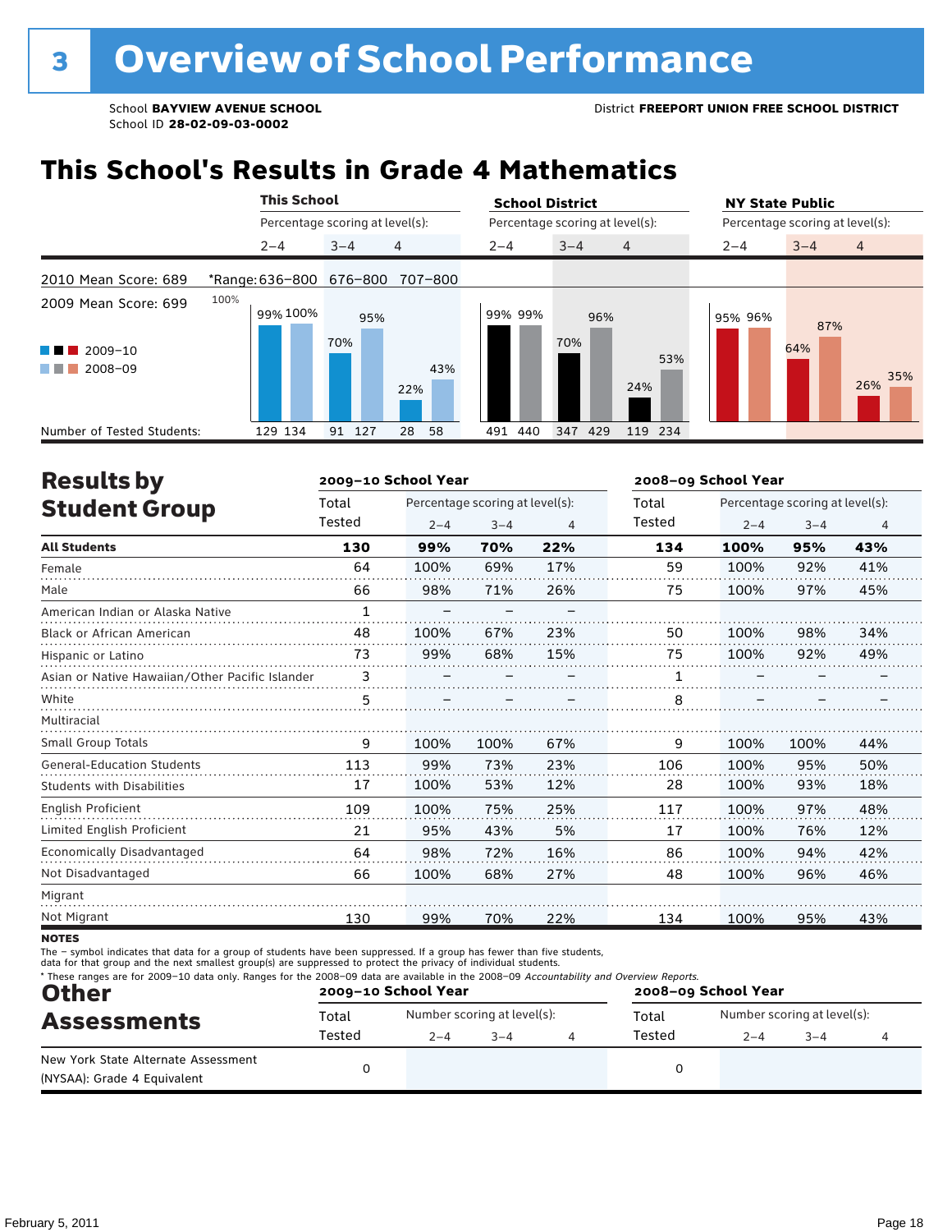# 3 Overview of School Performance

School **BAYVIEW AVENUE SCHOOL**
School ID **28-02-09-03-0002**

District **FREEPORT UNION FREE SCHOOL DISTRICT**

## This School's Results in Grade 4 Mathematics

| | This School | | | School District | | | NY State Public | | |
|---|---|---|---|---|---|---|---|---|---|
| | Percentage scoring at level(s): | | | Percentage scoring at level(s): | | | Percentage scoring at level(s): | | |
| | 2–4 | 3–4 | 4 | 2–4 | 3–4 | 4 | 2–4 | 3–4 | 4 |
| 2010 Mean Score: 689 | *Range: 636–800 | 676–800 | 707–800 | | | | | | |
| 2009 Mean Score: 699 | | | | | | | | | |
| 2009–10 | 99% | 70% | 22% | 99% | 70% | 24% | 95% | 64% | 26% |
| 2008–09 | 100% | 95% | 43% | 99% | 96% | 53% | 96% | 87% | 35% |
| Number of Tested Students: 2009–10 | 129 | 91 | 28 | 491 | 347 | 119 | | | |
| Number of Tested Students: 2008–09 | 134 | 127 | 58 | 440 | 429 | 234 | | | |

## Results by Student Group

| | 2009–10 School Year | | | | 2008–09 School Year | | | |
|---|---|---|---|---|---|---|---|---|
| | Total Tested | Percentage scoring at level(s): 2–4 | 3–4 | 4 | Total Tested | Percentage scoring at level(s): 2–4 | 3–4 | 4 |
| **All Students** | **130** | **99%** | **70%** | **22%** | **134** | **100%** | **95%** | **43%** |
| Female | 64 | 100% | 69% | 17% | 59 | 100% | 92% | 41% |
| Male | 66 | 98% | 71% | 26% | 75 | 100% | 97% | 45% |
| American Indian or Alaska Native | 1 | – | – | – | | | | |
| Black or African American | 48 | 100% | 67% | 23% | 50 | 100% | 98% | 34% |
| Hispanic or Latino | 73 | 99% | 68% | 15% | 75 | 100% | 92% | 49% |
| Asian or Native Hawaiian/Other Pacific Islander | 3 | – | – | – | 1 | – | – | – |
| White | 5 | – | – | – | 8 | – | – | – |
| Multiracial | | | | | | | | |
| Small Group Totals | 9 | 100% | 100% | 67% | 9 | 100% | 100% | 44% |
| General-Education Students | 113 | 99% | 73% | 23% | 106 | 100% | 95% | 50% |
| Students with Disabilities | 17 | 100% | 53% | 12% | 28 | 100% | 93% | 18% |
| English Proficient | 109 | 100% | 75% | 25% | 117 | 100% | 97% | 48% |
| Limited English Proficient | 21 | 95% | 43% | 5% | 17 | 100% | 76% | 12% |
| Economically Disadvantaged | 64 | 98% | 72% | 16% | 86 | 100% | 94% | 42% |
| Not Disadvantaged | 66 | 100% | 68% | 27% | 48 | 100% | 96% | 46% |
| Migrant | | | | | | | | |
| Not Migrant | 130 | 99% | 70% | 22% | 134 | 100% | 95% | 43% |

**NOTES**

The – symbol indicates that data for a group of students have been suppressed. If a group has fewer than five students, data for that group and the next smallest group(s) are suppressed to protect the privacy of individual students.

\* These ranges are for 2009–10 data only. Ranges for the 2008–09 data are available in the 2008–09 *Accountability and Overview Reports*.

## Other Assessments

| | 2009–10 School Year | | | | 2008–09 School Year | | | |
|---|---|---|---|---|---|---|---|---|
| | Total Tested | Number scoring at level(s): 2–4 | 3–4 | 4 | Total Tested | Number scoring at level(s): 2–4 | 3–4 | 4 |
| New York State Alternate Assessment (NYSAA): Grade 4 Equivalent | 0 | | | | 0 | | | |

February 5, 2011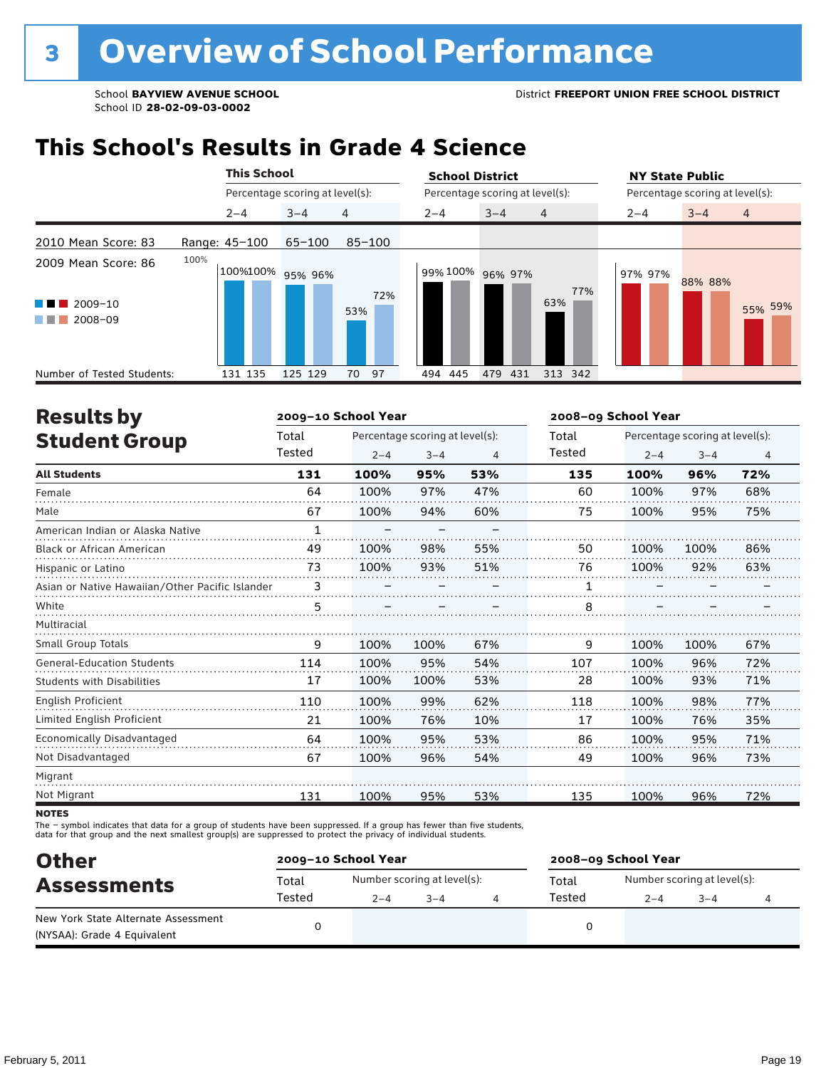# 3 Overview of School Performance

School **BAYVIEW AVENUE SCHOOL**
School ID **28-02-09-03-0002**

District **FREEPORT UNION FREE SCHOOL DISTRICT**

## This School's Results in Grade 4 Science

This School
Percentage scoring at level(s):
2–4 3–4 4

School District
Percentage scoring at level(s):
2–4 3–4 4

NY State Public
Percentage scoring at level(s):
2–4 3–4 4

2010 Mean Score: 83
Range: 45–100 65–100 85–100

2009 Mean Score: 86

100%

2009–10
2008–09

100% 100% 95% 96% 53% 72%

99% 100% 96% 97% 63% 77%

97% 97% 88% 88% 55% 59%

Number of Tested Students: 131 135 125 129 70 97 494 445 479 431 313 342

## Results by Student Group

| | 2009–10 School Year | | | | 2008–09 School Year | | | |
|---|---|---|---|---|---|---|---|---|
| | Total Tested | Percentage scoring at level(s): 2–4 | 3–4 | 4 | Total Tested | Percentage scoring at level(s): 2–4 | 3–4 | 4 |
| **All Students** | **131** | **100%** | **95%** | **53%** | **135** | **100%** | **96%** | **72%** |
| Female | 64 | 100% | 97% | 47% | 60 | 100% | 97% | 68% |
| Male | 67 | 100% | 94% | 60% | 75 | 100% | 95% | 75% |
| American Indian or Alaska Native | 1 | – | – | – | | | | |
| Black or African American | 49 | 100% | 98% | 55% | 50 | 100% | 100% | 86% |
| Hispanic or Latino | 73 | 100% | 93% | 51% | 76 | 100% | 92% | 63% |
| Asian or Native Hawaiian/Other Pacific Islander | 3 | – | – | – | 1 | – | – | – |
| White | 5 | – | – | – | 8 | – | – | – |
| Multiracial | | | | | | | | |
| Small Group Totals | 9 | 100% | 100% | 67% | 9 | 100% | 100% | 67% |
| General-Education Students | 114 | 100% | 95% | 54% | 107 | 100% | 96% | 72% |
| Students with Disabilities | 17 | 100% | 100% | 53% | 28 | 100% | 93% | 71% |
| English Proficient | 110 | 100% | 99% | 62% | 118 | 100% | 98% | 77% |
| Limited English Proficient | 21 | 100% | 76% | 10% | 17 | 100% | 76% | 35% |
| Economically Disadvantaged | 64 | 100% | 95% | 53% | 86 | 100% | 95% | 71% |
| Not Disadvantaged | 67 | 100% | 96% | 54% | 49 | 100% | 96% | 73% |
| Migrant | | | | | | | | |
| Not Migrant | 131 | 100% | 95% | 53% | 135 | 100% | 96% | 72% |

**NOTES**
The – symbol indicates that data for a group of students have been suppressed. If a group has fewer than five students, data for that group and the next smallest group(s) are suppressed to protect the privacy of individual students.

## Other Assessments

| | 2009–10 School Year | | | | 2008–09 School Year | | | |
|---|---|---|---|---|---|---|---|---|
| | Total Tested | Number scoring at level(s): 2–4 | 3–4 | 4 | Total Tested | Number scoring at level(s): 2–4 | 3–4 | 4 |
| New York State Alternate Assessment (NYSAA): Grade 4 Equivalent | 0 | | | | 0 | | | |

February 5, 2011